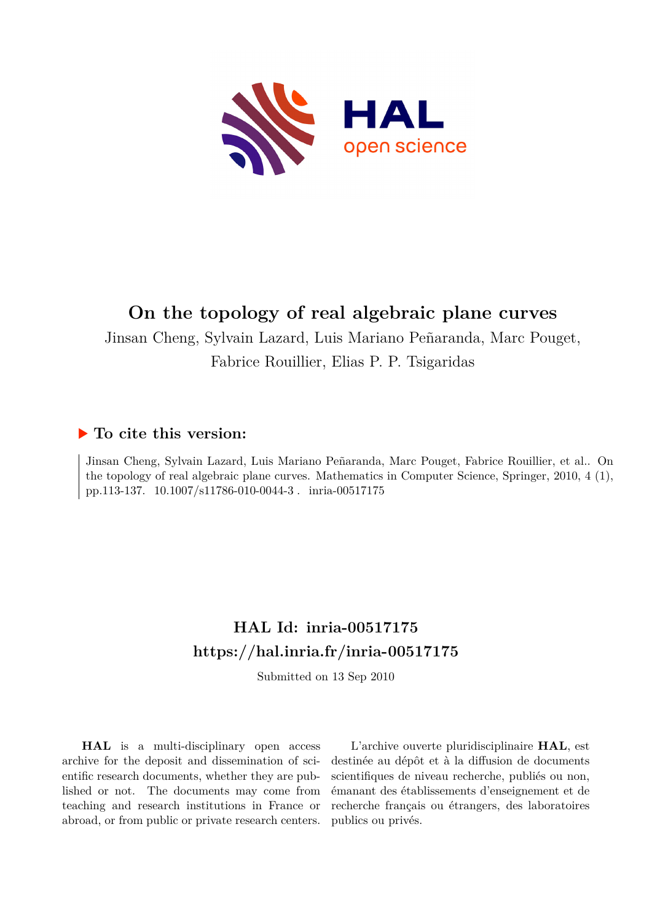# On the topology of real algebraic plane curves

Jinsan Cheng, Sylvain Lazard, Luis Mariano Peñaranda, Marc Pouget, Fabrice Rouillier, Elias P. P. Tsigaridas

## ▶ To cite this version:

Jinsan Cheng, Sylvain Lazard, Luis Mariano Peñaranda, Marc Pouget, Fabrice Rouillier, et al.. On the topology of real algebraic plane curves. Mathematics in Computer Science, Springer, 2010, 4 (1), pp.113-137. 10.1007/s11786-010-0044-3 . inria-00517175

## HAL Id: inria-00517175
## https://hal.inria.fr/inria-00517175

Submitted on 13 Sep 2010

**HAL** is a multi-disciplinary open access archive for the deposit and dissemination of scientific research documents, whether they are published or not. The documents may come from teaching and research institutions in France or abroad, or from public or private research centers.

L'archive ouverte pluridisciplinaire **HAL**, est destinée au dépôt et à la diffusion de documents scientifiques de niveau recherche, publiés ou non, émanant des établissements d'enseignement et de recherche français ou étrangers, des laboratoires publics ou privés.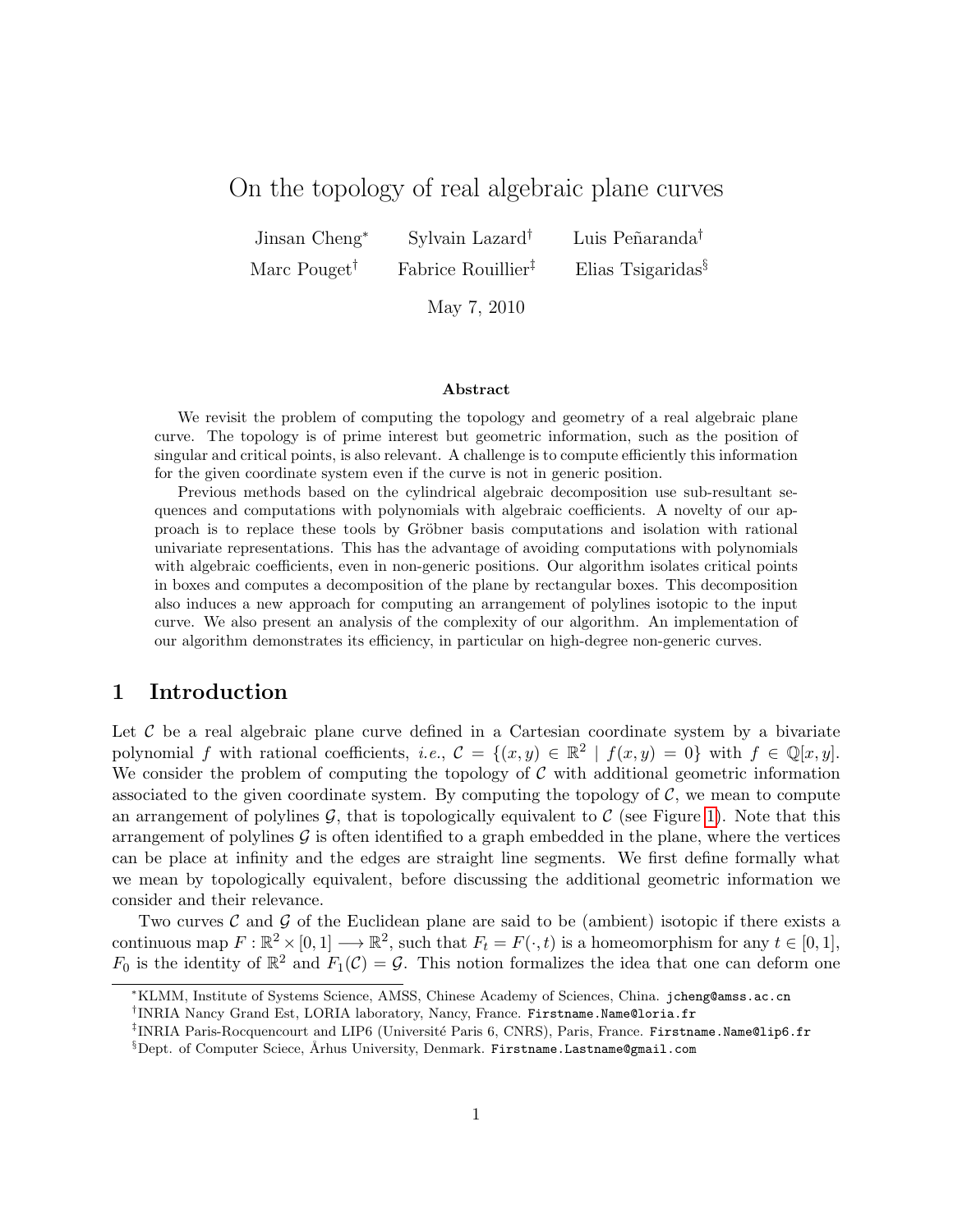# On the topology of real algebraic plane curves

Jinsan Cheng[*] Sylvain Lazard[†] Luis Peñaranda[†]

Marc Pouget[†] Fabrice Rouillier[‡] Elias Tsigaridas[§]

May 7, 2010

### Abstract

We revisit the problem of computing the topology and geometry of a real algebraic plane curve. The topology is of prime interest but geometric information, such as the position of singular and critical points, is also relevant. A challenge is to compute efficiently this information for the given coordinate system even if the curve is not in generic position.

Previous methods based on the cylindrical algebraic decomposition use sub-resultant sequences and computations with polynomials with algebraic coefficients. A novelty of our approach is to replace these tools by Gröbner basis computations and isolation with rational univariate representations. This has the advantage of avoiding computations with polynomials with algebraic coefficients, even in non-generic positions. Our algorithm isolates critical points in boxes and computes a decomposition of the plane by rectangular boxes. This decomposition also induces a new approach for computing an arrangement of polylines isotopic to the input curve. We also present an analysis of the complexity of our algorithm. An implementation of our algorithm demonstrates its efficiency, in particular on high-degree non-generic curves.

## 1 Introduction

Let $\mathcal{C}$ be a real algebraic plane curve defined in a Cartesian coordinate system by a bivariate polynomial $f$ with rational coefficients, *i.e.*, $\mathcal{C} = \{(x, y) \in \mathbb{R}^2 \mid f(x, y) = 0\}$ with $f \in \mathbb{Q}[x, y]$. We consider the problem of computing the topology of $\mathcal{C}$ with additional geometric information associated to the given coordinate system. By computing the topology of $\mathcal{C}$, we mean to compute an arrangement of polylines $\mathcal{G}$, that is topologically equivalent to $\mathcal{C}$ (see Figure 1). Note that this arrangement of polylines $\mathcal{G}$ is often identified to a graph embedded in the plane, where the vertices can be place at infinity and the edges are straight line segments. We first define formally what we mean by topologically equivalent, before discussing the additional geometric information we consider and their relevance.

Two curves $\mathcal{C}$ and $\mathcal{G}$ of the Euclidean plane are said to be (ambient) isotopic if there exists a continuous map $F : \mathbb{R}^2 \times [0, 1] \longrightarrow \mathbb{R}^2$, such that $F_t = F(\cdot, t)$ is a homeomorphism for any $t \in [0, 1]$, $F_0$ is the identity of $\mathbb{R}^2$ and $F_1(\mathcal{C}) = \mathcal{G}$. This notion formalizes the idea that one can deform one

---

[*] KLMM, Institute of Systems Science, AMSS, Chinese Academy of Sciences, China. jcheng@amss.ac.cn

[†] INRIA Nancy Grand Est, LORIA laboratory, Nancy, France. Firstname.Name@loria.fr

[‡] INRIA Paris-Rocquencourt and LIP6 (Université Paris 6, CNRS), Paris, France. Firstname.Name@lip6.fr

[§] Dept. of Computer Sciece, Århus University, Denmark. Firstname.Lastname@gmail.com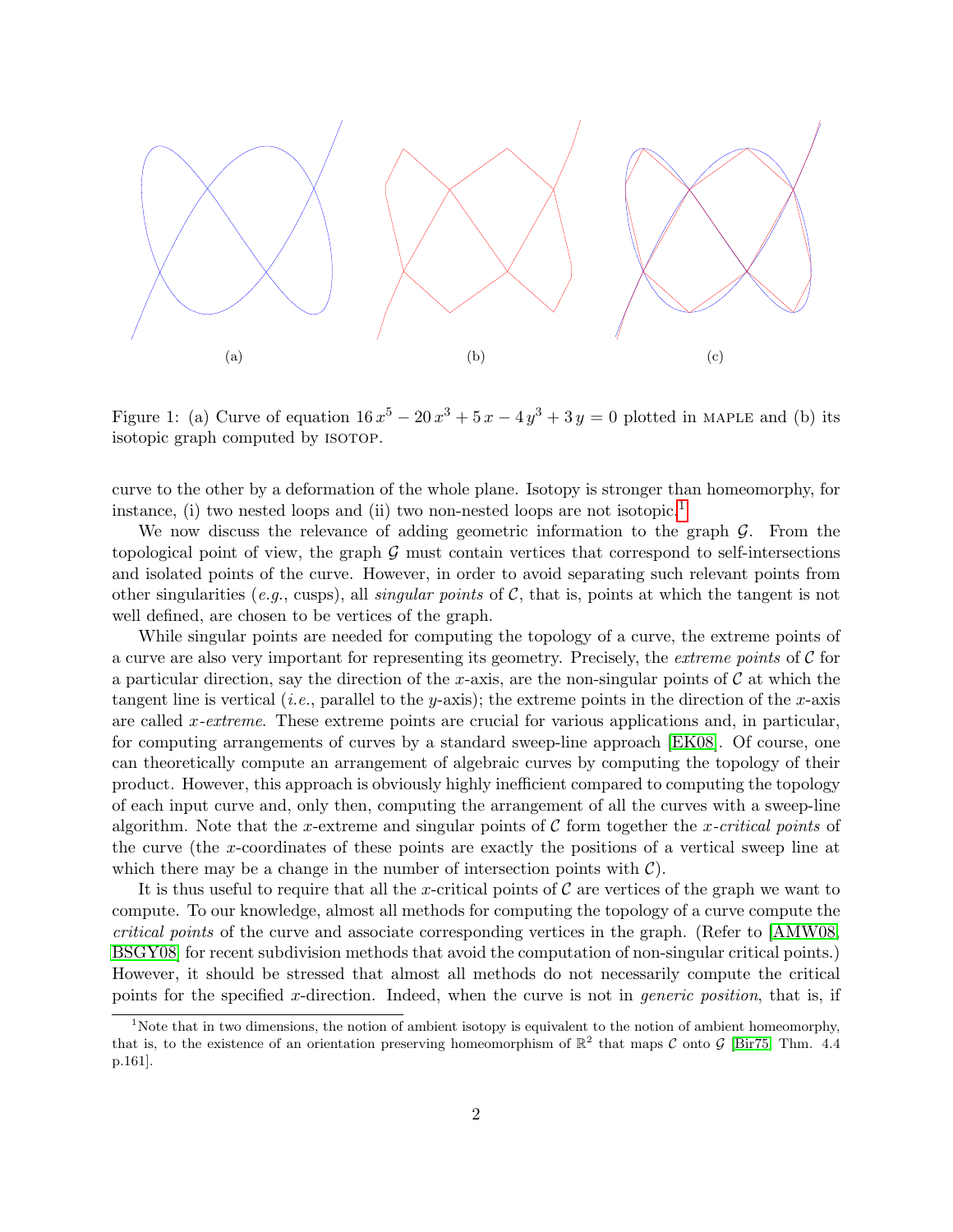(a) (b) (c)

Figure 1: (a) Curve of equation $16\,x^5 - 20\,x^3 + 5\,x - 4\,y^3 + 3\,y = 0$ plotted in MAPLE and (b) its isotopic graph computed by ISOTOP.

curve to the other by a deformation of the whole plane. Isotopy is stronger than homeomorphy, for instance, (i) two nested loops and (ii) two non-nested loops are not isotopic.[1]

We now discuss the relevance of adding geometric information to the graph $\mathcal{G}$. From the topological point of view, the graph $\mathcal{G}$ must contain vertices that correspond to self-intersections and isolated points of the curve. However, in order to avoid separating such relevant points from other singularities (*e.g.*, cusps), all *singular points* of $\mathcal{C}$, that is, points at which the tangent is not well defined, are chosen to be vertices of the graph.

While singular points are needed for computing the topology of a curve, the extreme points of a curve are also very important for representing its geometry. Precisely, the *extreme points* of $\mathcal{C}$ for a particular direction, say the direction of the $x$-axis, are the non-singular points of $\mathcal{C}$ at which the tangent line is vertical (*i.e.*, parallel to the $y$-axis); the extreme points in the direction of the $x$-axis are called $x$*-extreme*. These extreme points are crucial for various applications and, in particular, for computing arrangements of curves by a standard sweep-line approach [EK08]. Of course, one can theoretically compute an arrangement of algebraic curves by computing the topology of their product. However, this approach is obviously highly inefficient compared to computing the topology of each input curve and, only then, computing the arrangement of all the curves with a sweep-line algorithm. Note that the $x$-extreme and singular points of $\mathcal{C}$ form together the $x$*-critical points* of the curve (the $x$-coordinates of these points are exactly the positions of a vertical sweep line at which there may be a change in the number of intersection points with $\mathcal{C}$).

It is thus useful to require that all the $x$-critical points of $\mathcal{C}$ are vertices of the graph we want to compute. To our knowledge, almost all methods for computing the topology of a curve compute the *critical points* of the curve and associate corresponding vertices in the graph. (Refer to [AMW08, BSGY08] for recent subdivision methods that avoid the computation of non-singular critical points.) However, it should be stressed that almost all methods do not necessarily compute the critical points for the specified $x$-direction. Indeed, when the curve is not in *generic position*, that is, if

[1] Note that in two dimensions, the notion of ambient isotopy is equivalent to the notion of ambient homeomorphy, that is, to the existence of an orientation preserving homeomorphism of $\mathbb{R}^2$ that maps $\mathcal{C}$ onto $\mathcal{G}$ [Bir75, Thm. 4.4 p.161].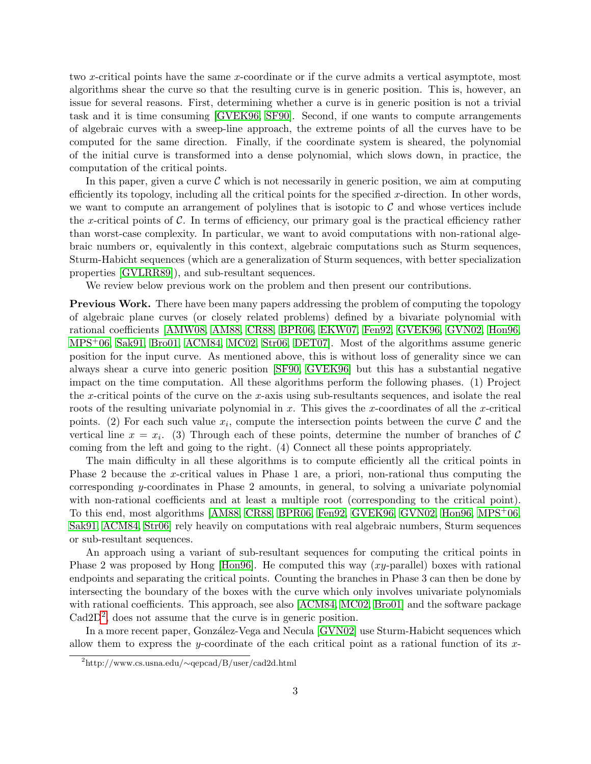two $x$-critical points have the same $x$-coordinate or if the curve admits a vertical asymptote, most algorithms shear the curve so that the resulting curve is in generic position. This is, however, an issue for several reasons. First, determining whether a curve is in generic position is not a trivial task and it is time consuming [GVEK96, SF90]. Second, if one wants to compute arrangements of algebraic curves with a sweep-line approach, the extreme points of all the curves have to be computed for the same direction. Finally, if the coordinate system is sheared, the polynomial of the initial curve is transformed into a dense polynomial, which slows down, in practice, the computation of the critical points.

In this paper, given a curve $\mathcal{C}$ which is not necessarily in generic position, we aim at computing efficiently its topology, including all the critical points for the specified $x$-direction. In other words, we want to compute an arrangement of polylines that is isotopic to $\mathcal{C}$ and whose vertices include the $x$-critical points of $\mathcal{C}$. In terms of efficiency, our primary goal is the practical efficiency rather than worst-case complexity. In particular, we want to avoid computations with non-rational algebraic numbers or, equivalently in this context, algebraic computations such as Sturm sequences, Sturm-Habicht sequences (which are a generalization of Sturm sequences, with better specialization properties [GVLRR89]), and sub-resultant sequences.

We review below previous work on the problem and then present our contributions.

**Previous Work.** There have been many papers addressing the problem of computing the topology of algebraic plane curves (or closely related problems) defined by a bivariate polynomial with rational coefficients [AMW08, AM88, CR88, BPR06, EKW07, Fen92, GVEK96, GVN02, Hon96, MPS+06, Sak91, Bro01, ACM84, MC02, Str06, DET07]. Most of the algorithms assume generic position for the input curve. As mentioned above, this is without loss of generality since we can always shear a curve into generic position [SF90, GVEK96] but this has a substantial negative impact on the time computation. All these algorithms perform the following phases. (1) Project the $x$-critical points of the curve on the $x$-axis using sub-resultants sequences, and isolate the real roots of the resulting univariate polynomial in $x$. This gives the $x$-coordinates of all the $x$-critical points. (2) For each such value $x_i$, compute the intersection points between the curve $\mathcal{C}$ and the vertical line $x = x_i$. (3) Through each of these points, determine the number of branches of $\mathcal{C}$ coming from the left and going to the right. (4) Connect all these points appropriately.

The main difficulty in all these algorithms is to compute efficiently all the critical points in Phase 2 because the $x$-critical values in Phase 1 are, a priori, non-rational thus computing the corresponding $y$-coordinates in Phase 2 amounts, in general, to solving a univariate polynomial with non-rational coefficients and at least a multiple root (corresponding to the critical point). To this end, most algorithms [AM88, CR88, BPR06, Fen92, GVEK96, GVN02, Hon96, MPS+06, Sak91, ACM84, Str06] rely heavily on computations with real algebraic numbers, Sturm sequences or sub-resultant sequences.

An approach using a variant of sub-resultant sequences for computing the critical points in Phase 2 was proposed by Hong [Hon96]. He computed this way ($xy$-parallel) boxes with rational endpoints and separating the critical points. Counting the branches in Phase 3 can then be done by intersecting the boundary of the boxes with the curve which only involves univariate polynomials with rational coefficients. This approach, see also [ACM84, MC02, Bro01] and the software package Cad2D[2], does not assume that the curve is in generic position.

In a more recent paper, González-Vega and Necula [GVN02] use Sturm-Habicht sequences which allow them to express the $y$-coordinate of the each critical point as a rational function of its $x$-

[2] http://www.cs.usna.edu/∼qepcad/B/user/cad2d.html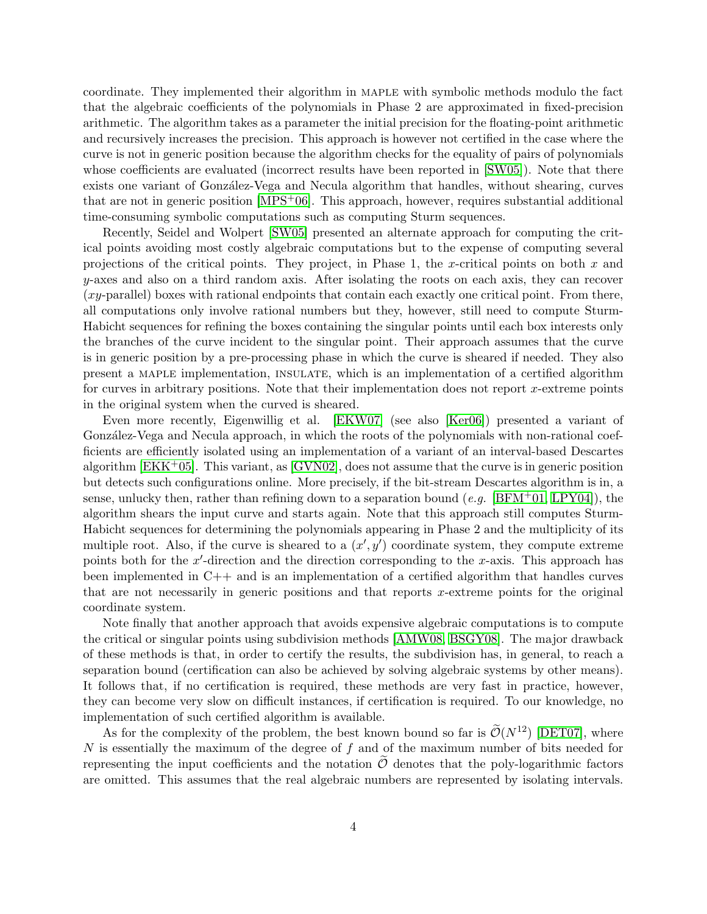coordinate. They implemented their algorithm in MAPLE with symbolic methods modulo the fact that the algebraic coefficients of the polynomials in Phase 2 are approximated in fixed-precision arithmetic. The algorithm takes as a parameter the initial precision for the floating-point arithmetic and recursively increases the precision. This approach is however not certified in the case where the curve is not in generic position because the algorithm checks for the equality of pairs of polynomials whose coefficients are evaluated (incorrect results have been reported in [SW05]). Note that there exists one variant of González-Vega and Necula algorithm that handles, without shearing, curves that are not in generic position [MPS+06]. This approach, however, requires substantial additional time-consuming symbolic computations such as computing Sturm sequences.

Recently, Seidel and Wolpert [SW05] presented an alternate approach for computing the critical points avoiding most costly algebraic computations but to the expense of computing several projections of the critical points. They project, in Phase 1, the $x$-critical points on both $x$ and $y$-axes and also on a third random axis. After isolating the roots on each axis, they can recover ($xy$-parallel) boxes with rational endpoints that contain each exactly one critical point. From there, all computations only involve rational numbers but they, however, still need to compute Sturm-Habicht sequences for refining the boxes containing the singular points until each box interests only the branches of the curve incident to the singular point. Their approach assumes that the curve is in generic position by a pre-processing phase in which the curve is sheared if needed. They also present a MAPLE implementation, INSULATE, which is an implementation of a certified algorithm for curves in arbitrary positions. Note that their implementation does not report $x$-extreme points in the original system when the curved is sheared.

Even more recently, Eigenwillig et al. [EKW07] (see also [Ker06]) presented a variant of González-Vega and Necula approach, in which the roots of the polynomials with non-rational coefficients are efficiently isolated using an implementation of a variant of an interval-based Descartes algorithm [EKK+05]. This variant, as [GVN02], does not assume that the curve is in generic position but detects such configurations online. More precisely, if the bit-stream Descartes algorithm is in, a sense, unlucky then, rather than refining down to a separation bound (*e.g.* [BFM+01, LPY04]), the algorithm shears the input curve and starts again. Note that this approach still computes Sturm-Habicht sequences for determining the polynomials appearing in Phase 2 and the multiplicity of its multiple root. Also, if the curve is sheared to a $(x', y')$ coordinate system, they compute extreme points both for the $x'$-direction and the direction corresponding to the $x$-axis. This approach has been implemented in C++ and is an implementation of a certified algorithm that handles curves that are not necessarily in generic positions and that reports $x$-extreme points for the original coordinate system.

Note finally that another approach that avoids expensive algebraic computations is to compute the critical or singular points using subdivision methods [AMW08, BSGY08]. The major drawback of these methods is that, in order to certify the results, the subdivision has, in general, to reach a separation bound (certification can also be achieved by solving algebraic systems by other means). It follows that, if no certification is required, these methods are very fast in practice, however, they can become very slow on difficult instances, if certification is required. To our knowledge, no implementation of such certified algorithm is available.

As for the complexity of the problem, the best known bound so far is $\widetilde{\mathcal{O}}(N^{12})$ [DET07], where $N$ is essentially the maximum of the degree of $f$ and of the maximum number of bits needed for representing the input coefficients and the notation $\widetilde{\mathcal{O}}$ denotes that the poly-logarithmic factors are omitted. This assumes that the real algebraic numbers are represented by isolating intervals.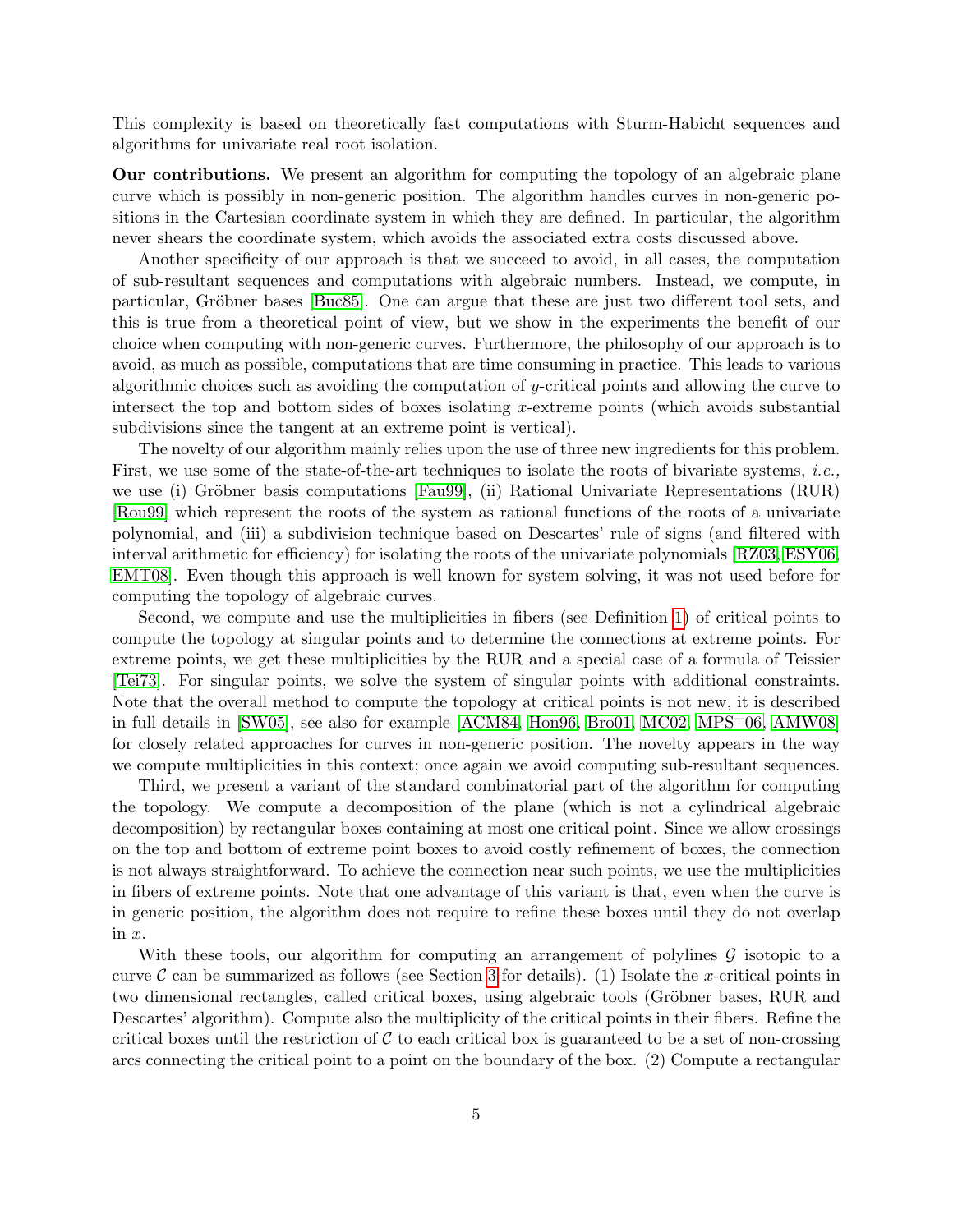This complexity is based on theoretically fast computations with Sturm-Habicht sequences and algorithms for univariate real root isolation.

**Our contributions.** We present an algorithm for computing the topology of an algebraic plane curve which is possibly in non-generic position. The algorithm handles curves in non-generic positions in the Cartesian coordinate system in which they are defined. In particular, the algorithm never shears the coordinate system, which avoids the associated extra costs discussed above.

Another specificity of our approach is that we succeed to avoid, in all cases, the computation of sub-resultant sequences and computations with algebraic numbers. Instead, we compute, in particular, Gröbner bases [Buc85]. One can argue that these are just two different tool sets, and this is true from a theoretical point of view, but we show in the experiments the benefit of our choice when computing with non-generic curves. Furthermore, the philosophy of our approach is to avoid, as much as possible, computations that are time consuming in practice. This leads to various algorithmic choices such as avoiding the computation of $y$-critical points and allowing the curve to intersect the top and bottom sides of boxes isolating $x$-extreme points (which avoids substantial subdivisions since the tangent at an extreme point is vertical).

The novelty of our algorithm mainly relies upon the use of three new ingredients for this problem. First, we use some of the state-of-the-art techniques to isolate the roots of bivariate systems, *i.e.,* we use (i) Gröbner basis computations [Fau99], (ii) Rational Univariate Representations (RUR) [Rou99] which represent the roots of the system as rational functions of the roots of a univariate polynomial, and (iii) a subdivision technique based on Descartes' rule of signs (and filtered with interval arithmetic for efficiency) for isolating the roots of the univariate polynomials [RZ03, ESY06, EMT08]. Even though this approach is well known for system solving, it was not used before for computing the topology of algebraic curves.

Second, we compute and use the multiplicities in fibers (see Definition 1) of critical points to compute the topology at singular points and to determine the connections at extreme points. For extreme points, we get these multiplicities by the RUR and a special case of a formula of Teissier [Tei73]. For singular points, we solve the system of singular points with additional constraints. Note that the overall method to compute the topology at critical points is not new, it is described in full details in [SW05], see also for example [ACM84, Hon96, Bro01, MC02, MPS[+]06, AMW08] for closely related approaches for curves in non-generic position. The novelty appears in the way we compute multiplicities in this context; once again we avoid computing sub-resultant sequences.

Third, we present a variant of the standard combinatorial part of the algorithm for computing the topology. We compute a decomposition of the plane (which is not a cylindrical algebraic decomposition) by rectangular boxes containing at most one critical point. Since we allow crossings on the top and bottom of extreme point boxes to avoid costly refinement of boxes, the connection is not always straightforward. To achieve the connection near such points, we use the multiplicities in fibers of extreme points. Note that one advantage of this variant is that, even when the curve is in generic position, the algorithm does not require to refine these boxes until they do not overlap in $x$.

With these tools, our algorithm for computing an arrangement of polylines $\mathcal{G}$ isotopic to a curve $\mathcal{C}$ can be summarized as follows (see Section 3 for details). (1) Isolate the $x$-critical points in two dimensional rectangles, called critical boxes, using algebraic tools (Gröbner bases, RUR and Descartes' algorithm). Compute also the multiplicity of the critical points in their fibers. Refine the critical boxes until the restriction of $\mathcal{C}$ to each critical box is guaranteed to be a set of non-crossing arcs connecting the critical point to a point on the boundary of the box. (2) Compute a rectangular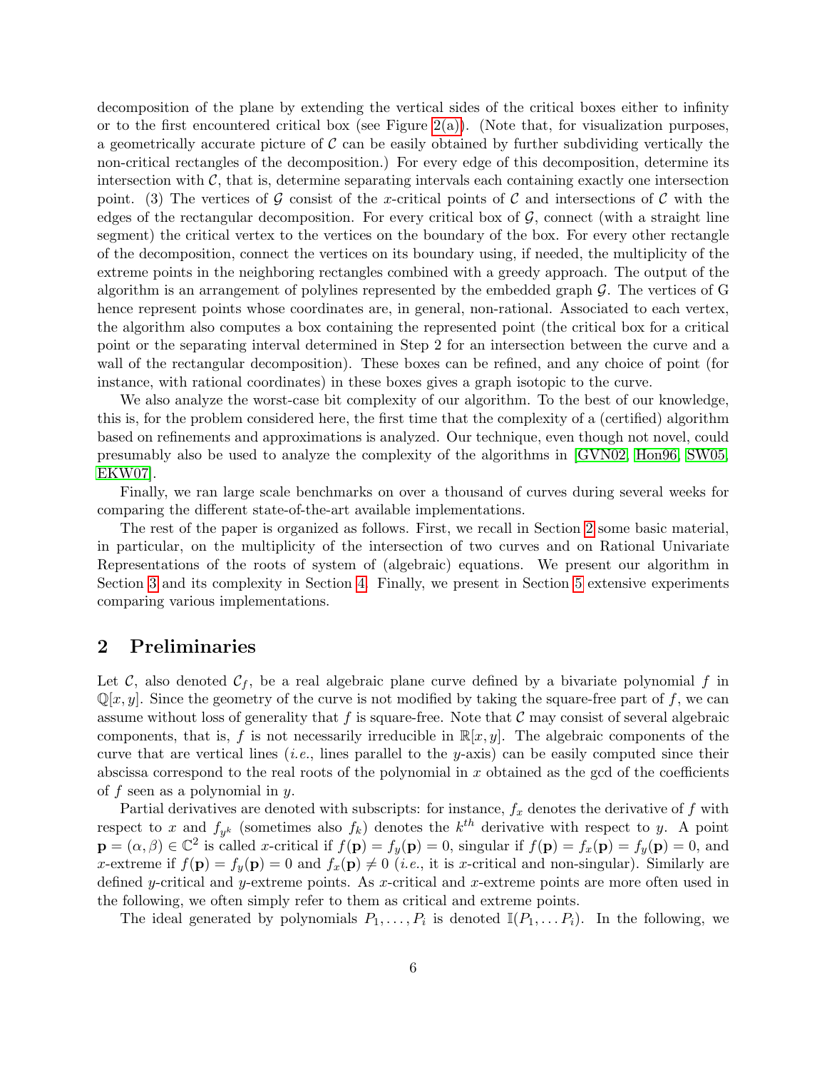decomposition of the plane by extending the vertical sides of the critical boxes either to infinity or to the first encountered critical box (see Figure 2(a)). (Note that, for visualization purposes, a geometrically accurate picture of $\mathcal{C}$ can be easily obtained by further subdividing vertically the non-critical rectangles of the decomposition.) For every edge of this decomposition, determine its intersection with $\mathcal{C}$, that is, determine separating intervals each containing exactly one intersection point. (3) The vertices of $\mathcal{G}$ consist of the $x$-critical points of $\mathcal{C}$ and intersections of $\mathcal{C}$ with the edges of the rectangular decomposition. For every critical box of $\mathcal{G}$, connect (with a straight line segment) the critical vertex to the vertices on the boundary of the box. For every other rectangle of the decomposition, connect the vertices on its boundary using, if needed, the multiplicity of the extreme points in the neighboring rectangles combined with a greedy approach. The output of the algorithm is an arrangement of polylines represented by the embedded graph $\mathcal{G}$. The vertices of G hence represent points whose coordinates are, in general, non-rational. Associated to each vertex, the algorithm also computes a box containing the represented point (the critical box for a critical point or the separating interval determined in Step 2 for an intersection between the curve and a wall of the rectangular decomposition). These boxes can be refined, and any choice of point (for instance, with rational coordinates) in these boxes gives a graph isotopic to the curve.

We also analyze the worst-case bit complexity of our algorithm. To the best of our knowledge, this is, for the problem considered here, the first time that the complexity of a (certified) algorithm based on refinements and approximations is analyzed. Our technique, even though not novel, could presumably also be used to analyze the complexity of the algorithms in [GVN02, Hon96, SW05, EKW07].

Finally, we ran large scale benchmarks on over a thousand of curves during several weeks for comparing the different state-of-the-art available implementations.

The rest of the paper is organized as follows. First, we recall in Section 2 some basic material, in particular, on the multiplicity of the intersection of two curves and on Rational Univariate Representations of the roots of system of (algebraic) equations. We present our algorithm in Section 3 and its complexity in Section 4. Finally, we present in Section 5 extensive experiments comparing various implementations.

## 2 Preliminaries

Let $\mathcal{C}$, also denoted $\mathcal{C}_f$, be a real algebraic plane curve defined by a bivariate polynomial $f$ in $\mathbb{Q}[x, y]$. Since the geometry of the curve is not modified by taking the square-free part of $f$, we can assume without loss of generality that $f$ is square-free. Note that $\mathcal{C}$ may consist of several algebraic components, that is, $f$ is not necessarily irreducible in $\mathbb{R}[x, y]$. The algebraic components of the curve that are vertical lines (*i.e.*, lines parallel to the $y$-axis) can be easily computed since their abscissa correspond to the real roots of the polynomial in $x$ obtained as the gcd of the coefficients of $f$ seen as a polynomial in $y$.

Partial derivatives are denoted with subscripts: for instance, $f_x$ denotes the derivative of $f$ with respect to $x$ and $f_{y^k}$ (sometimes also $f_k$) denotes the $k^{th}$ derivative with respect to $y$. A point $\mathbf{p} = (\alpha, \beta) \in \mathbb{C}^2$ is called $x$-critical if $f(\mathbf{p}) = f_y(\mathbf{p}) = 0$, singular if $f(\mathbf{p}) = f_x(\mathbf{p}) = f_y(\mathbf{p}) = 0$, and $x$-extreme if $f(\mathbf{p}) = f_y(\mathbf{p}) = 0$ and $f_x(\mathbf{p}) \neq 0$ (*i.e.*, it is $x$-critical and non-singular). Similarly are defined $y$-critical and $y$-extreme points. As $x$-critical and $x$-extreme points are more often used in the following, we often simply refer to them as critical and extreme points.

The ideal generated by polynomials $P_1, \ldots, P_i$ is denoted $\mathbb{I}(P_1, \ldots P_i)$. In the following, we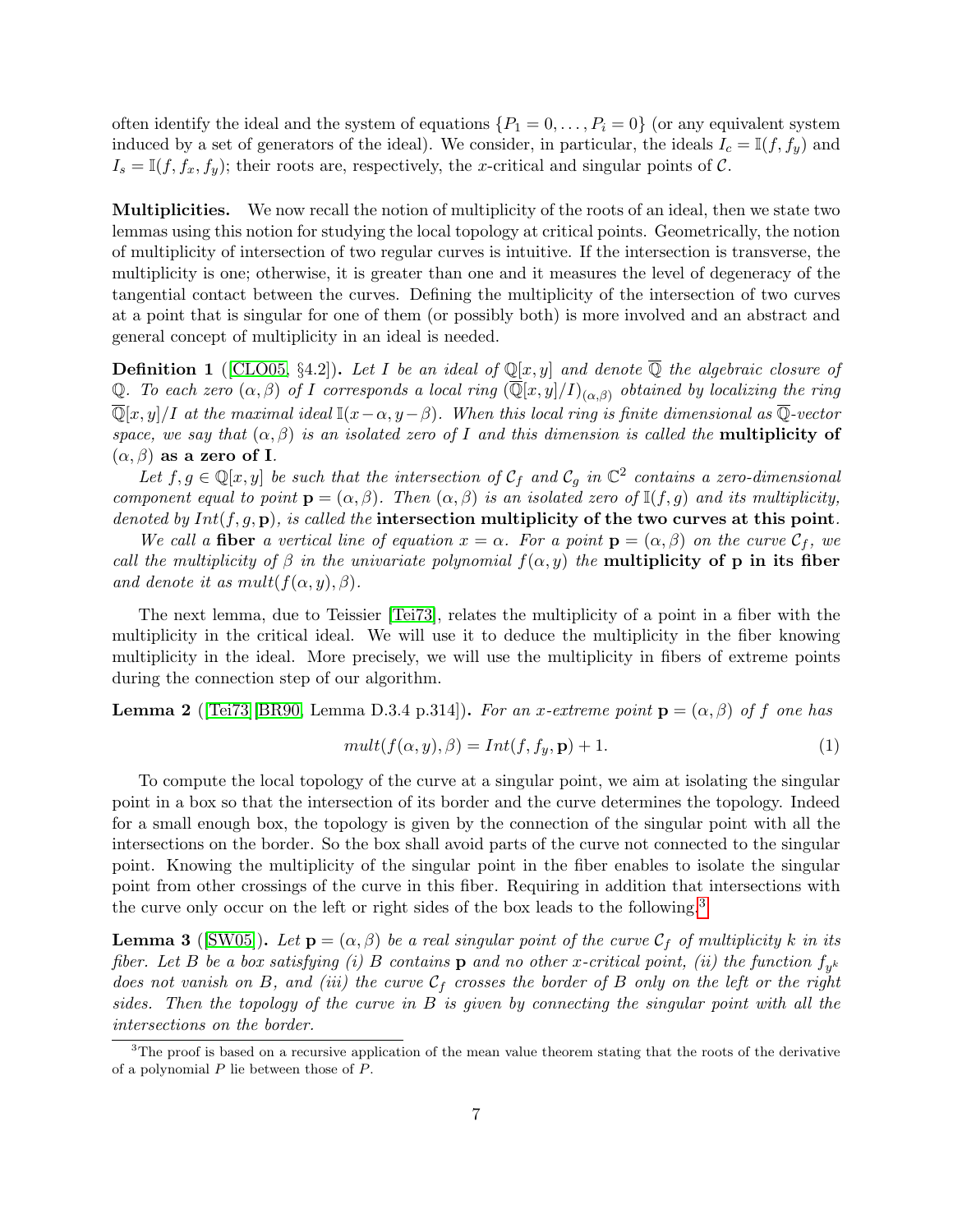often identify the ideal and the system of equations $\{P_1 = 0, \ldots, P_i = 0\}$ (or any equivalent system induced by a set of generators of the ideal). We consider, in particular, the ideals $I_c = \mathbb{I}(f, f_y)$ and $I_s = \mathbb{I}(f, f_x, f_y)$; their roots are, respectively, the $x$-critical and singular points of $\mathcal{C}$.

**Multiplicities.** We now recall the notion of multiplicity of the roots of an ideal, then we state two lemmas using this notion for studying the local topology at critical points. Geometrically, the notion of multiplicity of intersection of two regular curves is intuitive. If the intersection is transverse, the multiplicity is one; otherwise, it is greater than one and it measures the level of degeneracy of the tangential contact between the curves. Defining the multiplicity of the intersection of two curves at a point that is singular for one of them (or possibly both) is more involved and an abstract and general concept of multiplicity in an ideal is needed.

**Definition 1** ([CLO05, §4.2]). *Let $I$ be an ideal of $\mathbb{Q}[x, y]$ and denote $\overline{\mathbb{Q}}$ the algebraic closure of $\mathbb{Q}$. To each zero $(\alpha, \beta)$ of $I$ corresponds a local ring $(\overline{\mathbb{Q}}[x, y]/I)_{(\alpha,\beta)}$ obtained by localizing the ring $\overline{\mathbb{Q}}[x, y]/I$ at the maximal ideal $\mathbb{I}(x-\alpha, y-\beta)$. When this local ring is finite dimensional as $\overline{\mathbb{Q}}$-vector space, we say that $(\alpha, \beta)$ is an isolated zero of $I$ and this dimension is called the* **multiplicity of $(\alpha, \beta)$ as a zero of I**.

*Let $f, g \in \mathbb{Q}[x, y]$ be such that the intersection of $\mathcal{C}_f$ and $\mathcal{C}_g$ in $\mathbb{C}^2$ contains a zero-dimensional component equal to point $\mathbf{p} = (\alpha, \beta)$. Then $(\alpha, \beta)$ is an isolated zero of $\mathbb{I}(f, g)$ and its multiplicity, denoted by $Int(f, g, \mathbf{p})$, is called the* **intersection multiplicity of the two curves at this point**.

*We call a* **fiber** *a vertical line of equation $x = \alpha$. For a point $\mathbf{p} = (\alpha, \beta)$ on the curve $\mathcal{C}_f$, we call the multiplicity of $\beta$ in the univariate polynomial $f(\alpha, y)$ the* **multiplicity of p in its fiber** *and denote it as $mult(f(\alpha, y), \beta)$.*

The next lemma, due to Teissier [Tei73], relates the multiplicity of a point in a fiber with the multiplicity in the critical ideal. We will use it to deduce the multiplicity in the fiber knowing multiplicity in the ideal. More precisely, we will use the multiplicity in fibers of extreme points during the connection step of our algorithm.

**Lemma 2** ([Tei73][BR90, Lemma D.3.4 p.314]). *For an $x$-extreme point $\mathbf{p} = (\alpha, \beta)$ of $f$ one has*

$$mult(f(\alpha, y), \beta) = Int(f, f_y, \mathbf{p}) + 1. \tag{1}$$

To compute the local topology of the curve at a singular point, we aim at isolating the singular point in a box so that the intersection of its border and the curve determines the topology. Indeed for a small enough box, the topology is given by the connection of the singular point with all the intersections on the border. So the box shall avoid parts of the curve not connected to the singular point. Knowing the multiplicity of the singular point in the fiber enables to isolate the singular point from other crossings of the curve in this fiber. Requiring in addition that intersections with the curve only occur on the left or right sides of the box leads to the following.[3]

**Lemma 3** ([SW05]). *Let $\mathbf{p} = (\alpha, \beta)$ be a real singular point of the curve $\mathcal{C}_f$ of multiplicity $k$ in its fiber. Let $B$ be a box satisfying (i) $B$ contains $\mathbf{p}$ and no other $x$-critical point, (ii) the function $f_{y^k}$ does not vanish on $B$, and (iii) the curve $\mathcal{C}_f$ crosses the border of $B$ only on the left or the right sides. Then the topology of the curve in $B$ is given by connecting the singular point with all the intersections on the border.*

[3] The proof is based on a recursive application of the mean value theorem stating that the roots of the derivative of a polynomial $P$ lie between those of $P$.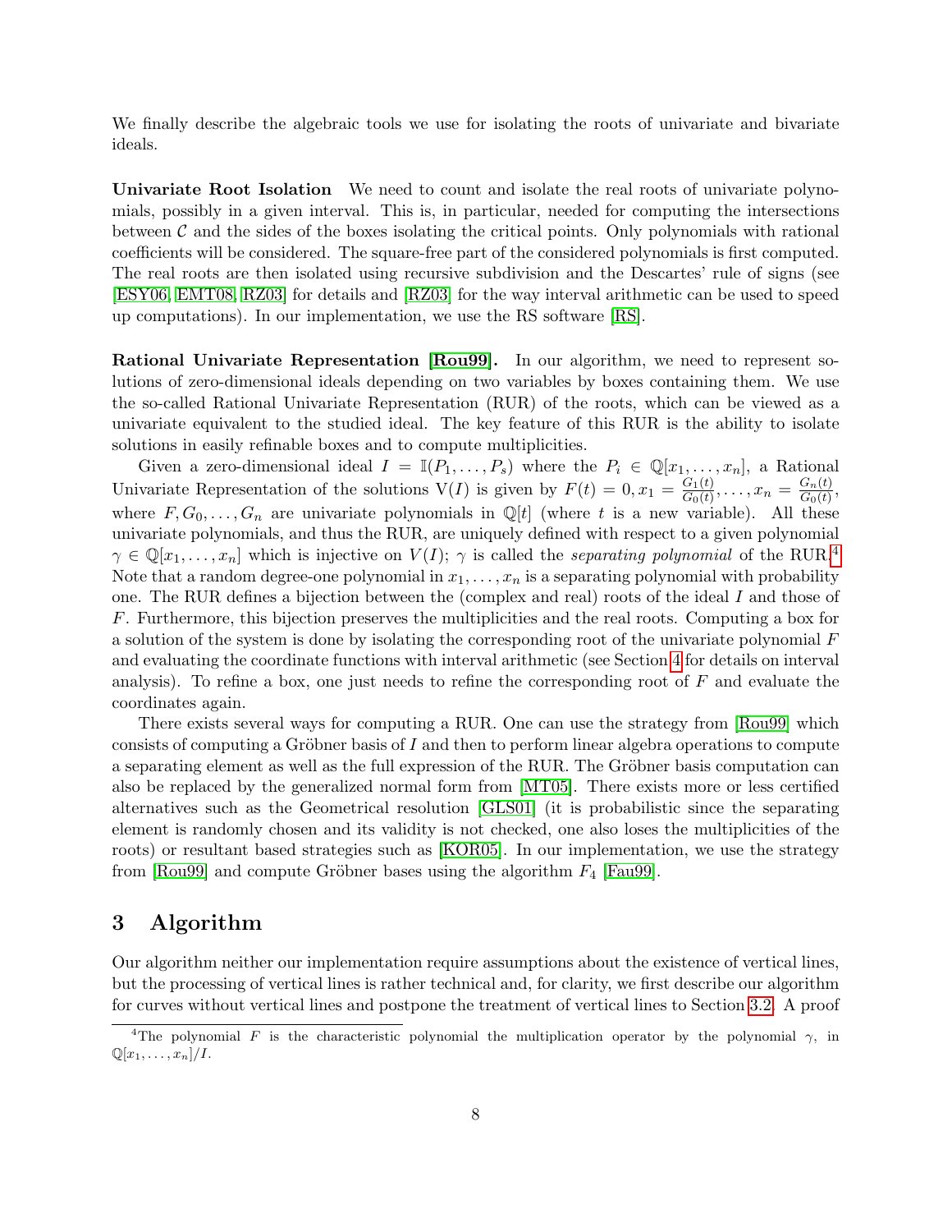We finally describe the algebraic tools we use for isolating the roots of univariate and bivariate ideals.

**Univariate Root Isolation** We need to count and isolate the real roots of univariate polynomials, possibly in a given interval. This is, in particular, needed for computing the intersections between $\mathcal{C}$ and the sides of the boxes isolating the critical points. Only polynomials with rational coefficients will be considered. The square-free part of the considered polynomials is first computed. The real roots are then isolated using recursive subdivision and the Descartes' rule of signs (see [ESY06, EMT08, RZ03] for details and [RZ03] for the way interval arithmetic can be used to speed up computations). In our implementation, we use the RS software [RS].

**Rational Univariate Representation [Rou99].** In our algorithm, we need to represent solutions of zero-dimensional ideals depending on two variables by boxes containing them. We use the so-called Rational Univariate Representation (RUR) of the roots, which can be viewed as a univariate equivalent to the studied ideal. The key feature of this RUR is the ability to isolate solutions in easily refinable boxes and to compute multiplicities.

Given a zero-dimensional ideal $I = \mathbb{I}(P_1, \ldots, P_s)$ where the $P_i \in \mathbb{Q}[x_1, \ldots, x_n]$, a Rational Univariate Representation of the solutions $\mathrm{V}(I)$ is given by $F(t) = 0, x_1 = \frac{G_1(t)}{G_0(t)}, \ldots, x_n = \frac{G_n(t)}{G_0(t)}$, where $F, G_0, \ldots, G_n$ are univariate polynomials in $\mathbb{Q}[t]$ (where $t$ is a new variable). All these univariate polynomials, and thus the RUR, are uniquely defined with respect to a given polynomial $\gamma \in \mathbb{Q}[x_1, \ldots, x_n]$ which is injective on $V(I)$; $\gamma$ is called the *separating polynomial* of the RUR.[4] Note that a random degree-one polynomial in $x_1, \ldots, x_n$ is a separating polynomial with probability one. The RUR defines a bijection between the (complex and real) roots of the ideal $I$ and those of $F$. Furthermore, this bijection preserves the multiplicities and the real roots. Computing a box for a solution of the system is done by isolating the corresponding root of the univariate polynomial $F$ and evaluating the coordinate functions with interval arithmetic (see Section 4 for details on interval analysis). To refine a box, one just needs to refine the corresponding root of $F$ and evaluate the coordinates again.

There exists several ways for computing a RUR. One can use the strategy from [Rou99] which consists of computing a Gröbner basis of $I$ and then to perform linear algebra operations to compute a separating element as well as the full expression of the RUR. The Gröbner basis computation can also be replaced by the generalized normal form from [MT05]. There exists more or less certified alternatives such as the Geometrical resolution [GLS01] (it is probabilistic since the separating element is randomly chosen and its validity is not checked, one also loses the multiplicities of the roots) or resultant based strategies such as [KOR05]. In our implementation, we use the strategy from [Rou99] and compute Gröbner bases using the algorithm $F_4$ [Fau99].

# 3 Algorithm

Our algorithm neither our implementation require assumptions about the existence of vertical lines, but the processing of vertical lines is rather technical and, for clarity, we first describe our algorithm for curves without vertical lines and postpone the treatment of vertical lines to Section 3.2. A proof

[4] The polynomial $F$ is the characteristic polynomial the multiplication operator by the polynomial $\gamma$, in $\mathbb{Q}[x_1, \ldots, x_n]/I$.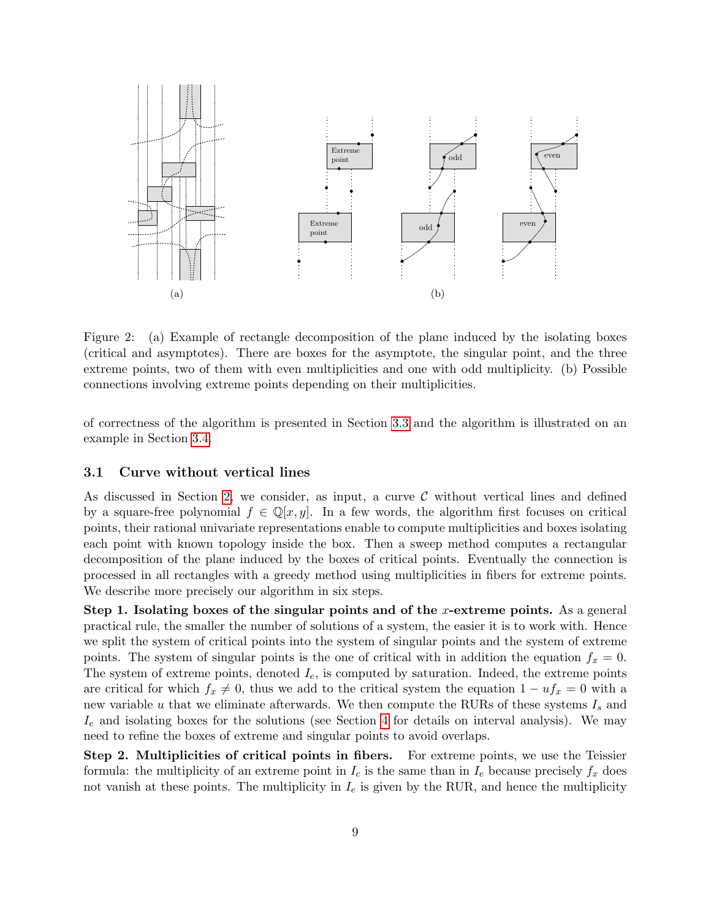Figure 2: (a) Example of rectangle decomposition of the plane induced by the isolating boxes (critical and asymptotes). There are boxes for the asymptote, the singular point, and the three extreme points, two of them with even multiplicities and one with odd multiplicity. (b) Possible connections involving extreme points depending on their multiplicities.

of correctness of the algorithm is presented in Section 3.3 and the algorithm is illustrated on an example in Section 3.4.

### 3.1 Curve without vertical lines

As discussed in Section 2, we consider, as input, a curve $\mathcal{C}$ without vertical lines and defined by a square-free polynomial $f \in \mathbb{Q}[x, y]$. In a few words, the algorithm first focuses on critical points, their rational univariate representations enable to compute multiplicities and boxes isolating each point with known topology inside the box. Then a sweep method computes a rectangular decomposition of the plane induced by the boxes of critical points. Eventually the connection is processed in all rectangles with a greedy method using multiplicities in fibers for extreme points. We describe more precisely our algorithm in six steps.

**Step 1. Isolating boxes of the singular points and of the $x$-extreme points.** As a general practical rule, the smaller the number of solutions of a system, the easier it is to work with. Hence we split the system of critical points into the system of singular points and the system of extreme points. The system of singular points is the one of critical with in addition the equation $f_x = 0$. The system of extreme points, denoted $I_e$, is computed by saturation. Indeed, the extreme points are critical for which $f_x \neq 0$, thus we add to the critical system the equation $1 - uf_x = 0$ with a new variable $u$ that we eliminate afterwards. We then compute the RURs of these systems $I_s$ and $I_e$ and isolating boxes for the solutions (see Section 4 for details on interval analysis). We may need to refine the boxes of extreme and singular points to avoid overlaps.

**Step 2. Multiplicities of critical points in fibers.** For extreme points, we use the Teissier formula: the multiplicity of an extreme point in $I_c$ is the same than in $I_e$ because precisely $f_x$ does not vanish at these points. The multiplicity in $I_e$ is given by the RUR, and hence the multiplicity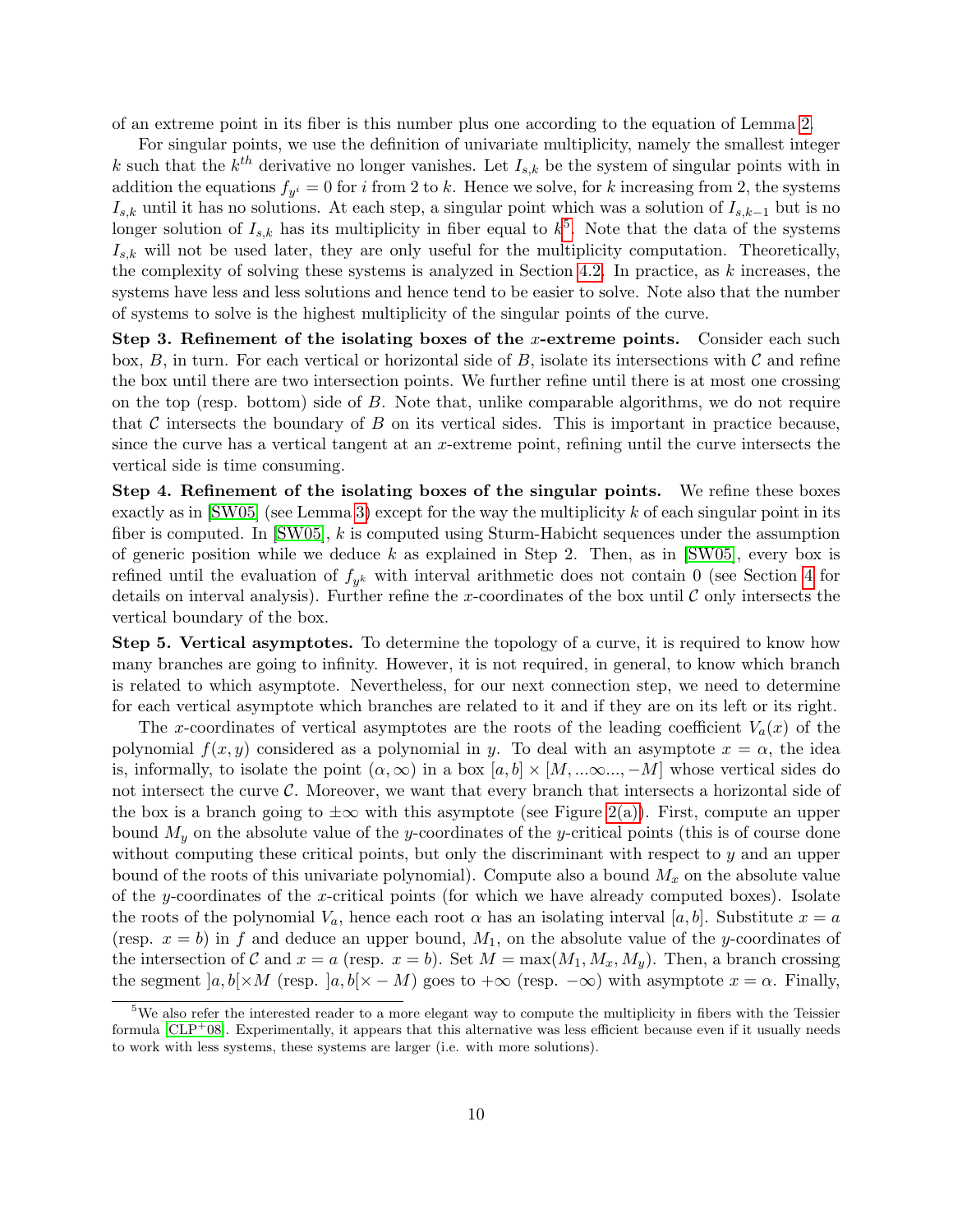of an extreme point in its fiber is this number plus one according to the equation of Lemma 2.

For singular points, we use the definition of univariate multiplicity, namely the smallest integer $k$ such that the $k^{th}$ derivative no longer vanishes. Let $I_{s,k}$ be the system of singular points with in addition the equations $f_{y^i} = 0$ for $i$ from 2 to $k$. Hence we solve, for $k$ increasing from 2, the systems $I_{s,k}$ until it has no solutions. At each step, a singular point which was a solution of $I_{s,k-1}$ but is no longer solution of $I_{s,k}$ has its multiplicity in fiber equal to $k$[5]. Note that the data of the systems $I_{s,k}$ will not be used later, they are only useful for the multiplicity computation. Theoretically, the complexity of solving these systems is analyzed in Section 4.2. In practice, as $k$ increases, the systems have less and less solutions and hence tend to be easier to solve. Note also that the number of systems to solve is the highest multiplicity of the singular points of the curve.

**Step 3. Refinement of the isolating boxes of the $x$-extreme points.** Consider each such box, $B$, in turn. For each vertical or horizontal side of $B$, isolate its intersections with $\mathcal{C}$ and refine the box until there are two intersection points. We further refine until there is at most one crossing on the top (resp. bottom) side of $B$. Note that, unlike comparable algorithms, we do not require that $\mathcal{C}$ intersects the boundary of $B$ on its vertical sides. This is important in practice because, since the curve has a vertical tangent at an $x$-extreme point, refining until the curve intersects the vertical side is time consuming.

**Step 4. Refinement of the isolating boxes of the singular points.** We refine these boxes exactly as in [SW05] (see Lemma 3) except for the way the multiplicity $k$ of each singular point in its fiber is computed. In [SW05], $k$ is computed using Sturm-Habicht sequences under the assumption of generic position while we deduce $k$ as explained in Step 2. Then, as in [SW05], every box is refined until the evaluation of $f_{y^k}$ with interval arithmetic does not contain 0 (see Section 4 for details on interval analysis). Further refine the $x$-coordinates of the box until $\mathcal{C}$ only intersects the vertical boundary of the box.

**Step 5. Vertical asymptotes.** To determine the topology of a curve, it is required to know how many branches are going to infinity. However, it is not required, in general, to know which branch is related to which asymptote. Nevertheless, for our next connection step, we need to determine for each vertical asymptote which branches are related to it and if they are on its left or its right.

The $x$-coordinates of vertical asymptotes are the roots of the leading coefficient $V_a(x)$ of the polynomial $f(x, y)$ considered as a polynomial in $y$. To deal with an asymptote $x = \alpha$, the idea is, informally, to isolate the point $(\alpha, \infty)$ in a box $[a, b] \times [M, ...\infty..., -M]$ whose vertical sides do not intersect the curve $\mathcal{C}$. Moreover, we want that every branch that intersects a horizontal side of the box is a branch going to $\pm\infty$ with this asymptote (see Figure 2(a)). First, compute an upper bound $M_y$ on the absolute value of the $y$-coordinates of the $y$-critical points (this is of course done without computing these critical points, but only the discriminant with respect to $y$ and an upper bound of the roots of this univariate polynomial). Compute also a bound $M_x$ on the absolute value of the $y$-coordinates of the $x$-critical points (for which we have already computed boxes). Isolate the roots of the polynomial $V_a$, hence each root $\alpha$ has an isolating interval $[a, b]$. Substitute $x = a$ (resp. $x = b$) in $f$ and deduce an upper bound, $M_1$, on the absolute value of the $y$-coordinates of the intersection of $\mathcal{C}$ and $x = a$ (resp. $x = b$). Set $M = \max(M_1, M_x, M_y)$. Then, a branch crossing the segment $]a, b[\times M$ (resp. $]a, b[\times - M$) goes to $+\infty$ (resp. $-\infty$) with asymptote $x = \alpha$. Finally,

[5] We also refer the interested reader to a more elegant way to compute the multiplicity in fibers with the Teissier formula [CLP+08]. Experimentally, it appears that this alternative was less efficient because even if it usually needs to work with less systems, these systems are larger (i.e. with more solutions).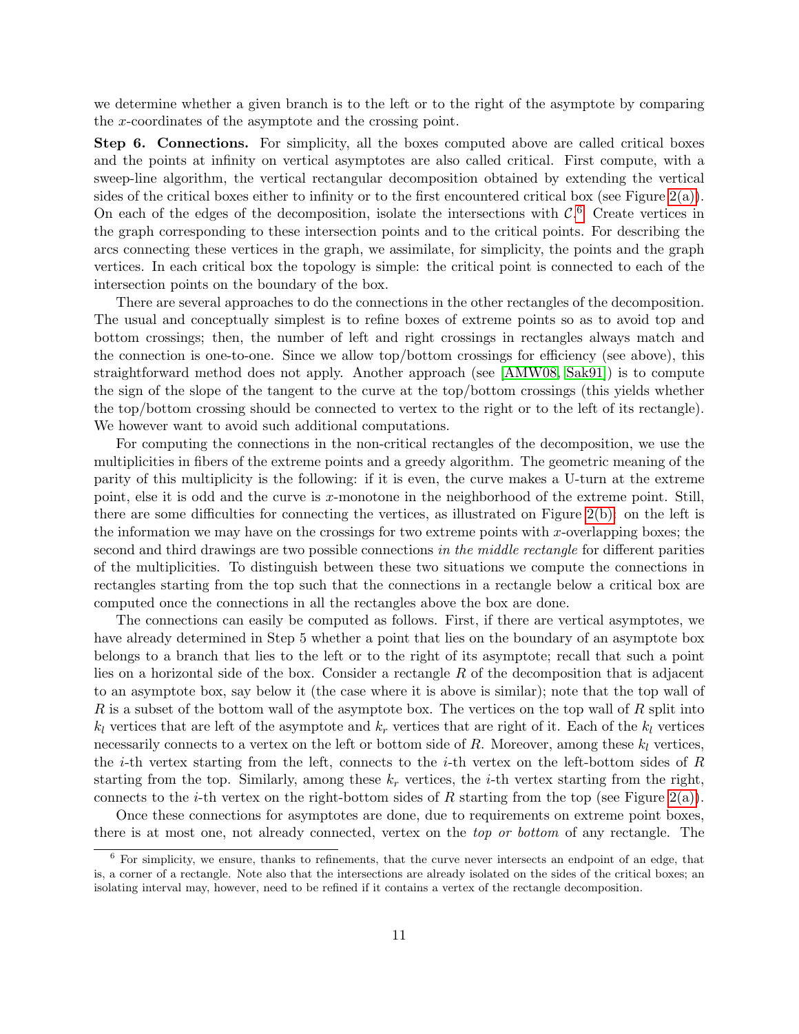we determine whether a given branch is to the left or to the right of the asymptote by comparing the $x$-coordinates of the asymptote and the crossing point.

**Step 6. Connections.** For simplicity, all the boxes computed above are called critical boxes and the points at infinity on vertical asymptotes are also called critical. First compute, with a sweep-line algorithm, the vertical rectangular decomposition obtained by extending the vertical sides of the critical boxes either to infinity or to the first encountered critical box (see Figure 2(a)). On each of the edges of the decomposition, isolate the intersections with $\mathcal{C}$.[6] Create vertices in the graph corresponding to these intersection points and to the critical points. For describing the arcs connecting these vertices in the graph, we assimilate, for simplicity, the points and the graph vertices. In each critical box the topology is simple: the critical point is connected to each of the intersection points on the boundary of the box.

There are several approaches to do the connections in the other rectangles of the decomposition. The usual and conceptually simplest is to refine boxes of extreme points so as to avoid top and bottom crossings; then, the number of left and right crossings in rectangles always match and the connection is one-to-one. Since we allow top/bottom crossings for efficiency (see above), this straightforward method does not apply. Another approach (see [AMW08, Sak91]) is to compute the sign of the slope of the tangent to the curve at the top/bottom crossings (this yields whether the top/bottom crossing should be connected to vertex to the right or to the left of its rectangle). We however want to avoid such additional computations.

For computing the connections in the non-critical rectangles of the decomposition, we use the multiplicities in fibers of the extreme points and a greedy algorithm. The geometric meaning of the parity of this multiplicity is the following: if it is even, the curve makes a U-turn at the extreme point, else it is odd and the curve is $x$-monotone in the neighborhood of the extreme point. Still, there are some difficulties for connecting the vertices, as illustrated on Figure 2(b): on the left is the information we may have on the crossings for two extreme points with $x$-overlapping boxes; the second and third drawings are two possible connections *in the middle rectangle* for different parities of the multiplicities. To distinguish between these two situations we compute the connections in rectangles starting from the top such that the connections in a rectangle below a critical box are computed once the connections in all the rectangles above the box are done.

The connections can easily be computed as follows. First, if there are vertical asymptotes, we have already determined in Step 5 whether a point that lies on the boundary of an asymptote box belongs to a branch that lies to the left or to the right of its asymptote; recall that such a point lies on a horizontal side of the box. Consider a rectangle $R$ of the decomposition that is adjacent to an asymptote box, say below it (the case where it is above is similar); note that the top wall of $R$ is a subset of the bottom wall of the asymptote box. The vertices on the top wall of $R$ split into $k_l$ vertices that are left of the asymptote and $k_r$ vertices that are right of it. Each of the $k_l$ vertices necessarily connects to a vertex on the left or bottom side of $R$. Moreover, among these $k_l$ vertices, the $i$-th vertex starting from the left, connects to the $i$-th vertex on the left-bottom sides of $R$ starting from the top. Similarly, among these $k_r$ vertices, the $i$-th vertex starting from the right, connects to the $i$-th vertex on the right-bottom sides of $R$ starting from the top (see Figure 2(a)).

Once these connections for asymptotes are done, due to requirements on extreme point boxes, there is at most one, not already connected, vertex on the *top or bottom* of any rectangle. The

[6] For simplicity, we ensure, thanks to refinements, that the curve never intersects an endpoint of an edge, that is, a corner of a rectangle. Note also that the intersections are already isolated on the sides of the critical boxes; an isolating interval may, however, need to be refined if it contains a vertex of the rectangle decomposition.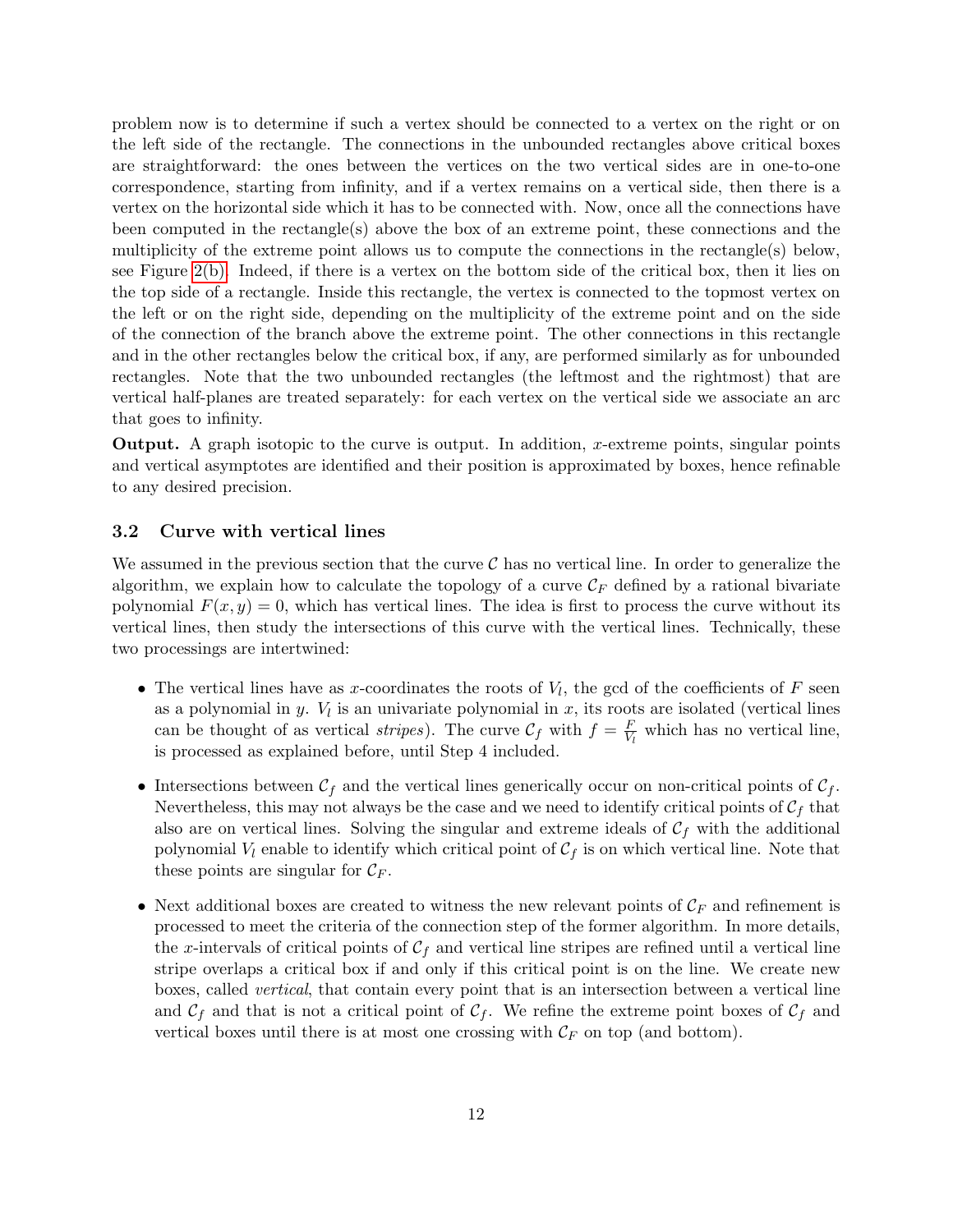problem now is to determine if such a vertex should be connected to a vertex on the right or on the left side of the rectangle. The connections in the unbounded rectangles above critical boxes are straightforward: the ones between the vertices on the two vertical sides are in one-to-one correspondence, starting from infinity, and if a vertex remains on a vertical side, then there is a vertex on the horizontal side which it has to be connected with. Now, once all the connections have been computed in the rectangle(s) above the box of an extreme point, these connections and the multiplicity of the extreme point allows us to compute the connections in the rectangle(s) below, see Figure 2(b). Indeed, if there is a vertex on the bottom side of the critical box, then it lies on the top side of a rectangle. Inside this rectangle, the vertex is connected to the topmost vertex on the left or on the right side, depending on the multiplicity of the extreme point and on the side of the connection of the branch above the extreme point. The other connections in this rectangle and in the other rectangles below the critical box, if any, are performed similarly as for unbounded rectangles. Note that the two unbounded rectangles (the leftmost and the rightmost) that are vertical half-planes are treated separately: for each vertex on the vertical side we associate an arc that goes to infinity.

**Output.** A graph isotopic to the curve is output. In addition, $x$-extreme points, singular points and vertical asymptotes are identified and their position is approximated by boxes, hence refinable to any desired precision.

### 3.2 Curve with vertical lines

We assumed in the previous section that the curve $\mathcal{C}$ has no vertical line. In order to generalize the algorithm, we explain how to calculate the topology of a curve $\mathcal{C}_F$ defined by a rational bivariate polynomial $F(x, y) = 0$, which has vertical lines. The idea is first to process the curve without its vertical lines, then study the intersections of this curve with the vertical lines. Technically, these two processings are intertwined:

- The vertical lines have as $x$-coordinates the roots of $V_l$, the gcd of the coefficients of $F$ seen as a polynomial in $y$. $V_l$ is an univariate polynomial in $x$, its roots are isolated (vertical lines can be thought of as vertical *stripes*). The curve $\mathcal{C}_f$ with $f = \frac{F}{V_l}$ which has no vertical line, is processed as explained before, until Step 4 included.

- Intersections between $\mathcal{C}_f$ and the vertical lines generically occur on non-critical points of $\mathcal{C}_f$. Nevertheless, this may not always be the case and we need to identify critical points of $\mathcal{C}_f$ that also are on vertical lines. Solving the singular and extreme ideals of $\mathcal{C}_f$ with the additional polynomial $V_l$ enable to identify which critical point of $\mathcal{C}_f$ is on which vertical line. Note that these points are singular for $\mathcal{C}_F$.

- Next additional boxes are created to witness the new relevant points of $\mathcal{C}_F$ and refinement is processed to meet the criteria of the connection step of the former algorithm. In more details, the $x$-intervals of critical points of $\mathcal{C}_f$ and vertical line stripes are refined until a vertical line stripe overlaps a critical box if and only if this critical point is on the line. We create new boxes, called *vertical*, that contain every point that is an intersection between a vertical line and $\mathcal{C}_f$ and that is not a critical point of $\mathcal{C}_f$. We refine the extreme point boxes of $\mathcal{C}_f$ and vertical boxes until there is at most one crossing with $\mathcal{C}_F$ on top (and bottom).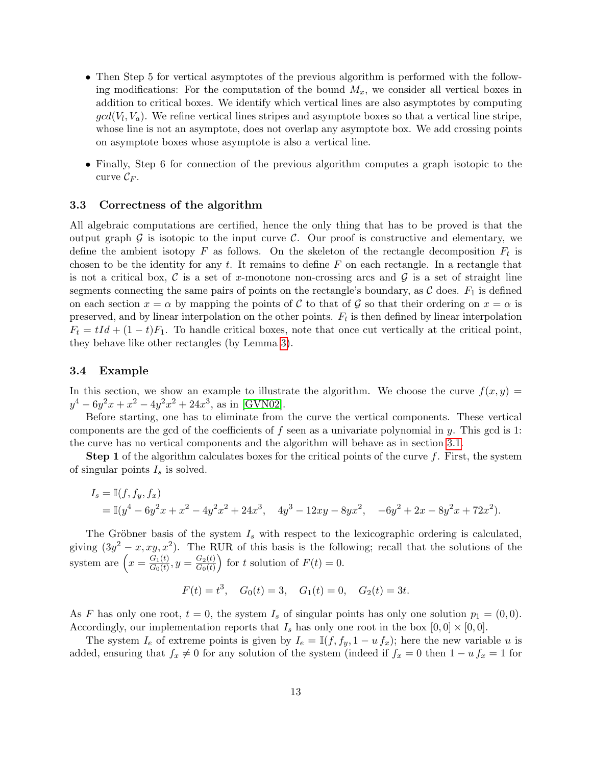- Then Step 5 for vertical asymptotes of the previous algorithm is performed with the following modifications: For the computation of the bound $M_x$, we consider all vertical boxes in addition to critical boxes. We identify which vertical lines are also asymptotes by computing $gcd(V_l, V_a)$. We refine vertical lines stripes and asymptote boxes so that a vertical line stripe, whose line is not an asymptote, does not overlap any asymptote box. We add crossing points on asymptote boxes whose asymptote is also a vertical line.

- Finally, Step 6 for connection of the previous algorithm computes a graph isotopic to the curve $\mathcal{C}_F$.

### 3.3 Correctness of the algorithm

All algebraic computations are certified, hence the only thing that has to be proved is that the output graph $\mathcal{G}$ is isotopic to the input curve $\mathcal{C}$. Our proof is constructive and elementary, we define the ambient isotopy $F$ as follows. On the skeleton of the rectangle decomposition $F_t$ is chosen to be the identity for any $t$. It remains to define $F$ on each rectangle. In a rectangle that is not a critical box, $\mathcal{C}$ is a set of $x$-monotone non-crossing arcs and $\mathcal{G}$ is a set of straight line segments connecting the same pairs of points on the rectangle's boundary, as $\mathcal{C}$ does. $F_1$ is defined on each section $x = \alpha$ by mapping the points of $\mathcal{C}$ to that of $\mathcal{G}$ so that their ordering on $x = \alpha$ is preserved, and by linear interpolation on the other points. $F_t$ is then defined by linear interpolation $F_t = tId + (1-t)F_1$. To handle critical boxes, note that once cut vertically at the critical point, they behave like other rectangles (by Lemma 3).

### 3.4 Example

In this section, we show an example to illustrate the algorithm. We choose the curve $f(x, y) = y^4 - 6y^2x + x^2 - 4y^2x^2 + 24x^3$, as in [GVN02].

Before starting, one has to eliminate from the curve the vertical components. These vertical components are the gcd of the coefficients of $f$ seen as a univariate polynomial in $y$. This gcd is 1: the curve has no vertical components and the algorithm will behave as in section 3.1.

**Step 1** of the algorithm calculates boxes for the critical points of the curve $f$. First, the system of singular points $I_s$ is solved.

$$
\begin{aligned}
I_s &= \mathbb{I}(f, f_y, f_x) \\
&= \mathbb{I}(y^4 - 6y^2x + x^2 - 4y^2x^2 + 24x^3, \quad 4y^3 - 12xy - 8yx^2, \quad -6y^2 + 2x - 8y^2x + 72x^2).
\end{aligned}
$$

The Gröbner basis of the system $I_s$ with respect to the lexicographic ordering is calculated, giving $(3y^2 - x, xy, x^2)$. The RUR of this basis is the following; recall that the solutions of the system are $\left(x = \frac{G_1(t)}{G_0(t)}, y = \frac{G_2(t)}{G_0(t)}\right)$ for $t$ solution of $F(t) = 0$.

$$
F(t) = t^3, \quad G_0(t) = 3, \quad G_1(t) = 0, \quad G_2(t) = 3t.
$$

As $F$ has only one root, $t = 0$, the system $I_s$ of singular points has only one solution $p_1 = (0, 0)$. Accordingly, our implementation reports that $I_s$ has only one root in the box $[0, 0] \times [0, 0]$.

The system $I_e$ of extreme points is given by $I_e = \mathbb{I}(f, f_y, 1 - u\, f_x)$; here the new variable $u$ is added, ensuring that $f_x \neq 0$ for any solution of the system (indeed if $f_x = 0$ then $1 - u\, f_x = 1$ for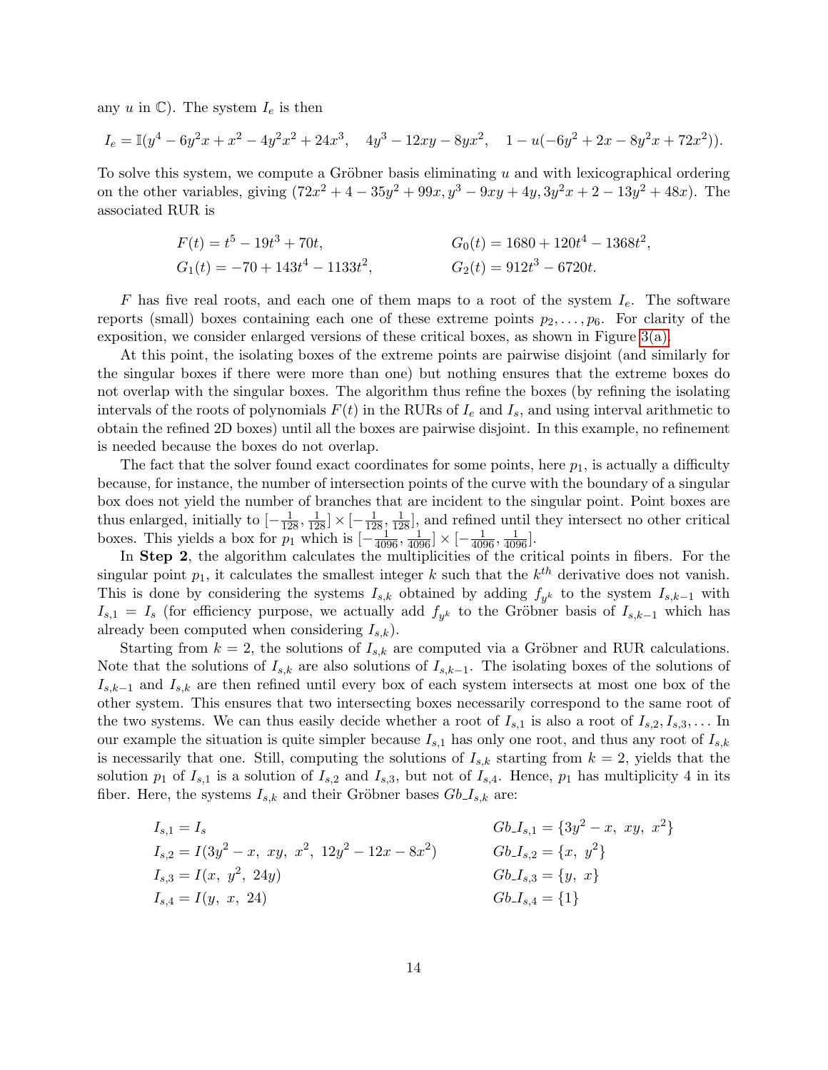any $u$ in $\mathbb{C}$). The system $I_e$ is then

$$I_e = \mathbb{I}(y^4 - 6y^2x + x^2 - 4y^2x^2 + 24x^3, \quad 4y^3 - 12xy - 8yx^2, \quad 1 - u(-6y^2 + 2x - 8y^2x + 72x^2)).$$

To solve this system, we compute a Gröbner basis eliminating $u$ and with lexicographical ordering on the other variables, giving $(72x^2 + 4 - 35y^2 + 99x, y^3 - 9xy + 4y, 3y^2x + 2 - 13y^2 + 48x)$. The associated RUR is

$$F(t) = t^5 - 19t^3 + 70t, \qquad G_0(t) = 1680 + 120t^4 - 1368t^2,$$
$$G_1(t) = -70 + 143t^4 - 1133t^2, \qquad G_2(t) = 912t^3 - 6720t.$$

$F$ has five real roots, and each one of them maps to a root of the system $I_e$. The software reports (small) boxes containing each one of these extreme points $p_2, \ldots, p_6$. For clarity of the exposition, we consider enlarged versions of these critical boxes, as shown in Figure 3(a).

At this point, the isolating boxes of the extreme points are pairwise disjoint (and similarly for the singular boxes if there were more than one) but nothing ensures that the extreme boxes do not overlap with the singular boxes. The algorithm thus refine the boxes (by refining the isolating intervals of the roots of polynomials $F(t)$ in the RURs of $I_e$ and $I_s$, and using interval arithmetic to obtain the refined 2D boxes) until all the boxes are pairwise disjoint. In this example, no refinement is needed because the boxes do not overlap.

The fact that the solver found exact coordinates for some points, here $p_1$, is actually a difficulty because, for instance, the number of intersection points of the curve with the boundary of a singular box does not yield the number of branches that are incident to the singular point. Point boxes are thus enlarged, initially to $[-\frac{1}{128}, \frac{1}{128}] \times [-\frac{1}{128}, \frac{1}{128}]$, and refined until they intersect no other critical boxes. This yields a box for $p_1$ which is $[-\frac{1}{4096}, \frac{1}{4096}] \times [-\frac{1}{4096}, \frac{1}{4096}]$.

In **Step 2**, the algorithm calculates the multiplicities of the critical points in fibers. For the singular point $p_1$, it calculates the smallest integer $k$ such that the $k^{th}$ derivative does not vanish. This is done by considering the systems $I_{s,k}$ obtained by adding $f_{y^k}$ to the system $I_{s,k-1}$ with $I_{s,1} = I_s$ (for efficiency purpose, we actually add $f_{y^k}$ to the Gröbner basis of $I_{s,k-1}$ which has already been computed when considering $I_{s,k}$).

Starting from $k = 2$, the solutions of $I_{s,k}$ are computed via a Gröbner and RUR calculations. Note that the solutions of $I_{s,k}$ are also solutions of $I_{s,k-1}$. The isolating boxes of the solutions of $I_{s,k-1}$ and $I_{s,k}$ are then refined until every box of each system intersects at most one box of the other system. This ensures that two intersecting boxes necessarily correspond to the same root of the two systems. We can thus easily decide whether a root of $I_{s,1}$ is also a root of $I_{s,2}, I_{s,3}, \ldots$ In our example the situation is quite simpler because $I_{s,1}$ has only one root, and thus any root of $I_{s,k}$ is necessarily that one. Still, computing the solutions of $I_{s,k}$ starting from $k = 2$, yields that the solution $p_1$ of $I_{s,1}$ is a solution of $I_{s,2}$ and $I_{s,3}$, but not of $I_{s,4}$. Hence, $p_1$ has multiplicity 4 in its fiber. Here, the systems $I_{s,k}$ and their Gröbner bases $Gb\_I_{s,k}$ are:

$$I_{s,1} = I_s \qquad Gb\_I_{s,1} = \{3y^2 - x, \ xy, \ x^2\}$$
$$I_{s,2} = I(3y^2 - x, \ xy, \ x^2, \ 12y^2 - 12x - 8x^2) \qquad Gb\_I_{s,2} = \{x, \ y^2\}$$
$$I_{s,3} = I(x, \ y^2, \ 24y) \qquad Gb\_I_{s,3} = \{y, \ x\}$$
$$I_{s,4} = I(y, \ x, \ 24) \qquad Gb\_I_{s,4} = \{1\}$$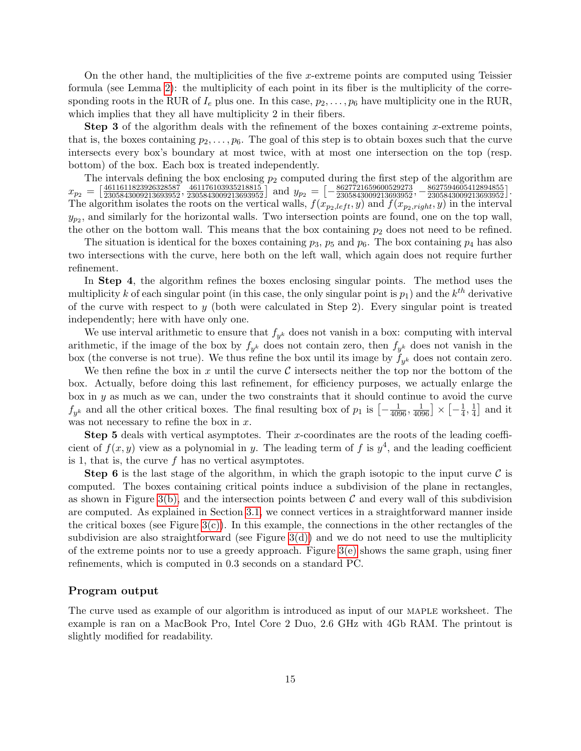On the other hand, the multiplicities of the five $x$-extreme points are computed using Teissier formula (see Lemma 2): the multiplicity of each point in its fiber is the multiplicity of the corresponding roots in the RUR of $I_e$ plus one. In this case, $p_2, \ldots, p_6$ have multiplicity one in the RUR, which implies that they all have multiplicity 2 in their fibers.

**Step 3** of the algorithm deals with the refinement of the boxes containing $x$-extreme points, that is, the boxes containing $p_2, \ldots, p_6$. The goal of this step is to obtain boxes such that the curve intersects every box's boundary at most twice, with at most one intersection on the top (resp. bottom) of the box. Each box is treated independently.

The intervals defining the box enclosing $p_2$ computed during the first step of the algorithm are $x_{p_2} = \left[\frac{4611611823926328587}{2305843009213693952}, \frac{4611761039935218815}{2305843009213693952}\right]$ and $y_{p_2} = \left[-\frac{8627721659600529273}{2305843009213693952}, -\frac{8627594605412894855}{2305843009213693952}\right]$. The algorithm isolates the roots on the vertical walls, $f(x_{p_2,left}, y)$ and $f(x_{p_2,right}, y)$ in the interval $y_{p_2}$, and similarly for the horizontal walls. Two intersection points are found, one on the top wall, the other on the bottom wall. This means that the box containing $p_2$ does not need to be refined.

The situation is identical for the boxes containing $p_3$, $p_5$ and $p_6$. The box containing $p_4$ has also two intersections with the curve, here both on the left wall, which again does not require further refinement.

In **Step 4**, the algorithm refines the boxes enclosing singular points. The method uses the multiplicity $k$ of each singular point (in this case, the only singular point is $p_1$) and the $k^{th}$ derivative of the curve with respect to $y$ (both were calculated in Step 2). Every singular point is treated independently; here with have only one.

We use interval arithmetic to ensure that $f_{y^k}$ does not vanish in a box: computing with interval arithmetic, if the image of the box by $f_{y^k}$ does not contain zero, then $f_{y^k}$ does not vanish in the box (the converse is not true). We thus refine the box until its image by $f_{y^k}$ does not contain zero.

We then refine the box in $x$ until the curve $\mathcal{C}$ intersects neither the top nor the bottom of the box. Actually, before doing this last refinement, for efficiency purposes, we actually enlarge the box in $y$ as much as we can, under the two constraints that it should continue to avoid the curve $f_{y^k}$ and all the other critical boxes. The final resulting box of $p_1$ is $\left[-\frac{1}{4096}, \frac{1}{4096}\right] \times \left[-\frac{1}{4}, \frac{1}{4}\right]$ and it was not necessary to refine the box in $x$.

**Step 5** deals with vertical asymptotes. Their $x$-coordinates are the roots of the leading coefficient of $f(x, y)$ view as a polynomial in $y$. The leading term of $f$ is $y^4$, and the leading coefficient is 1, that is, the curve $f$ has no vertical asymptotes.

**Step 6** is the last stage of the algorithm, in which the graph isotopic to the input curve $\mathcal{C}$ is computed. The boxes containing critical points induce a subdivision of the plane in rectangles, as shown in Figure 3(b), and the intersection points between $\mathcal{C}$ and every wall of this subdivision are computed. As explained in Section 3.1, we connect vertices in a straightforward manner inside the critical boxes (see Figure 3(c)). In this example, the connections in the other rectangles of the subdivision are also straightforward (see Figure 3(d)) and we do not need to use the multiplicity of the extreme points nor to use a greedy approach. Figure 3(e) shows the same graph, using finer refinements, which is computed in 0.3 seconds on a standard PC.

### Program output

The curve used as example of our algorithm is introduced as input of our MAPLE worksheet. The example is ran on a MacBook Pro, Intel Core 2 Duo, 2.6 GHz with 4Gb RAM. The printout is slightly modified for readability.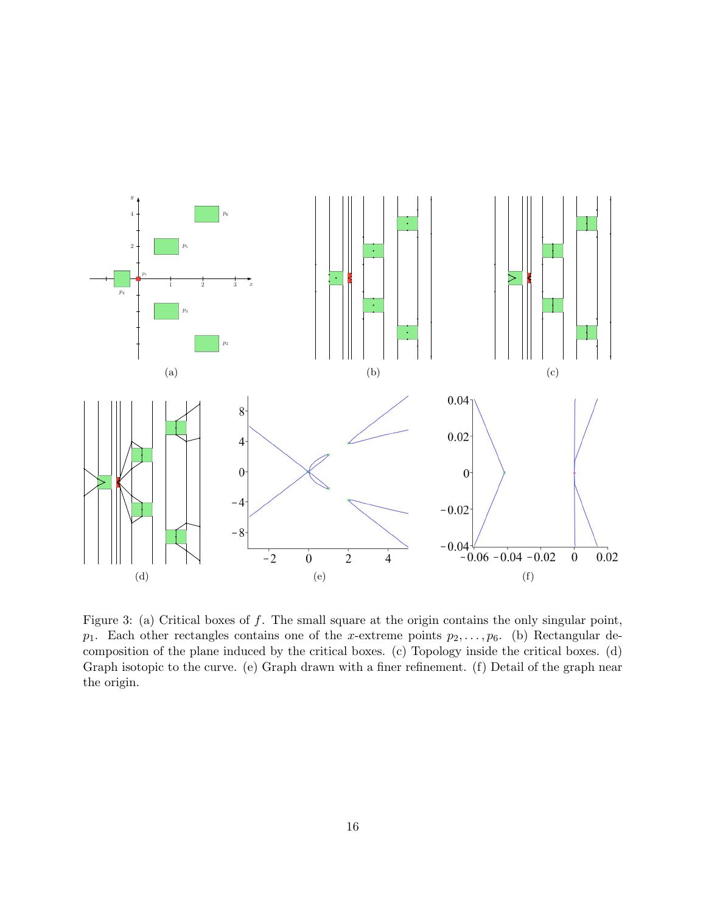Figure 3: (a) Critical boxes of $f$. The small square at the origin contains the only singular point, $p_1$. Each other rectangles contains one of the $x$-extreme points $p_2, \ldots, p_6$. (b) Rectangular decomposition of the plane induced by the critical boxes. (c) Topology inside the critical boxes. (d) Graph isotopic to the curve. (e) Graph drawn with a finer refinement. (f) Detail of the graph near the origin.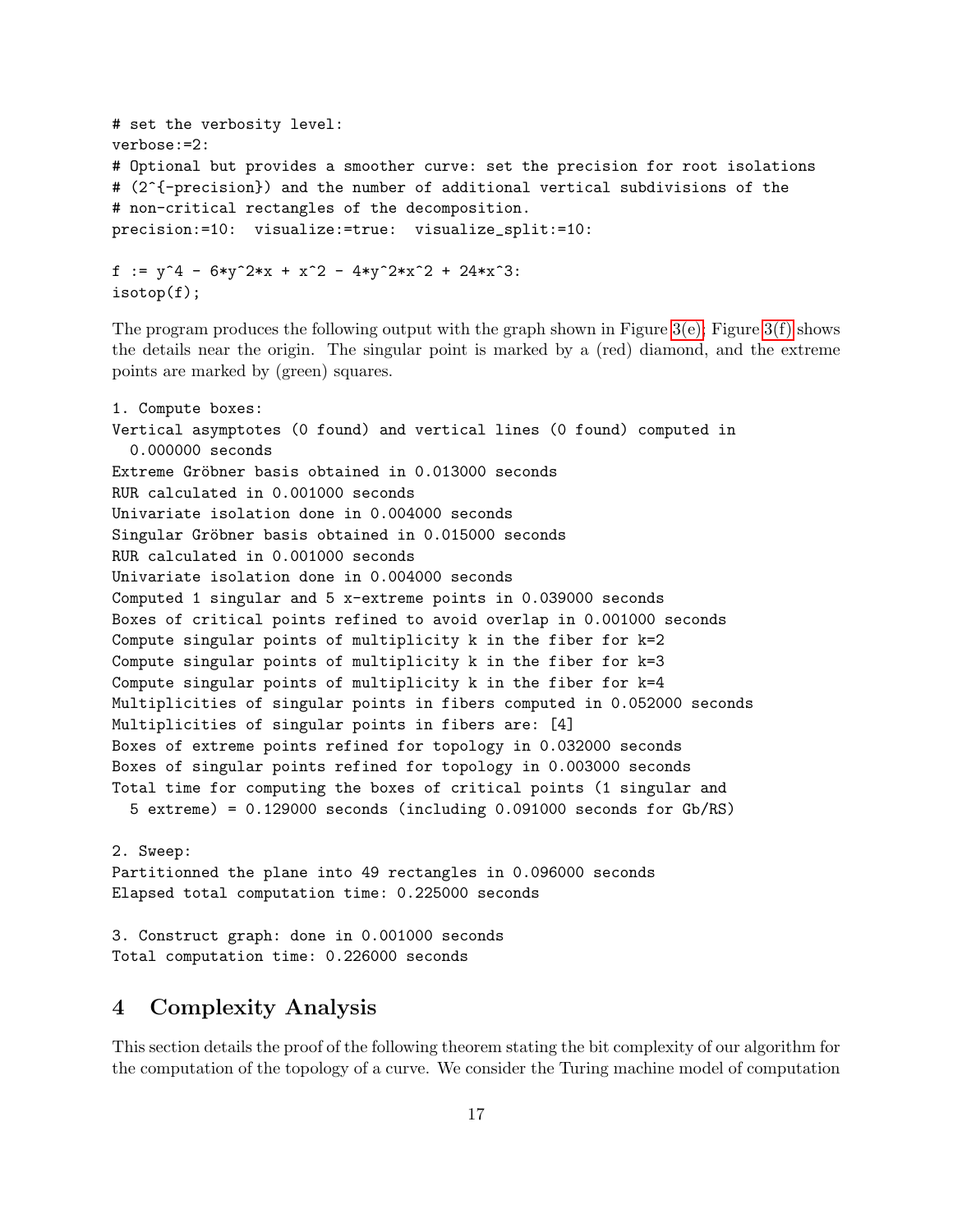```
# set the verbosity level:
verbose:=2:
# Optional but provides a smoother curve: set the precision for root isolations
# (2^{-precision}) and the number of additional vertical subdivisions of the
# non-critical rectangles of the decomposition.
precision:=10:  visualize:=true:  visualize_split:=10:

f := y^4 - 6*y^2*x + x^2 - 4*y^2*x^2 + 24*x^3:
isotop(f);
```

The program produces the following output with the graph shown in Figure 3(e); Figure 3(f) shows the details near the origin. The singular point is marked by a (red) diamond, and the extreme points are marked by (green) squares.

```
1. Compute boxes:
Vertical asymptotes (0 found) and vertical lines (0 found) computed in
  0.000000 seconds
Extreme Gröbner basis obtained in 0.013000 seconds
RUR calculated in 0.001000 seconds
Univariate isolation done in 0.004000 seconds
Singular Gröbner basis obtained in 0.015000 seconds
RUR calculated in 0.001000 seconds
Univariate isolation done in 0.004000 seconds
Computed 1 singular and 5 x-extreme points in 0.039000 seconds
Boxes of critical points refined to avoid overlap in 0.001000 seconds
Compute singular points of multiplicity k in the fiber for k=2
Compute singular points of multiplicity k in the fiber for k=3
Compute singular points of multiplicity k in the fiber for k=4
Multiplicities of singular points in fibers computed in 0.052000 seconds
Multiplicities of singular points in fibers are: [4]
Boxes of extreme points refined for topology in 0.032000 seconds
Boxes of singular points refined for topology in 0.003000 seconds
Total time for computing the boxes of critical points (1 singular and
  5 extreme) = 0.129000 seconds (including 0.091000 seconds for Gb/RS)

2. Sweep:
Partitionned the plane into 49 rectangles in 0.096000 seconds
Elapsed total computation time: 0.225000 seconds

3. Construct graph: done in 0.001000 seconds
Total computation time: 0.226000 seconds
```

## 4 Complexity Analysis

This section details the proof of the following theorem stating the bit complexity of our algorithm for the computation of the topology of a curve. We consider the Turing machine model of computation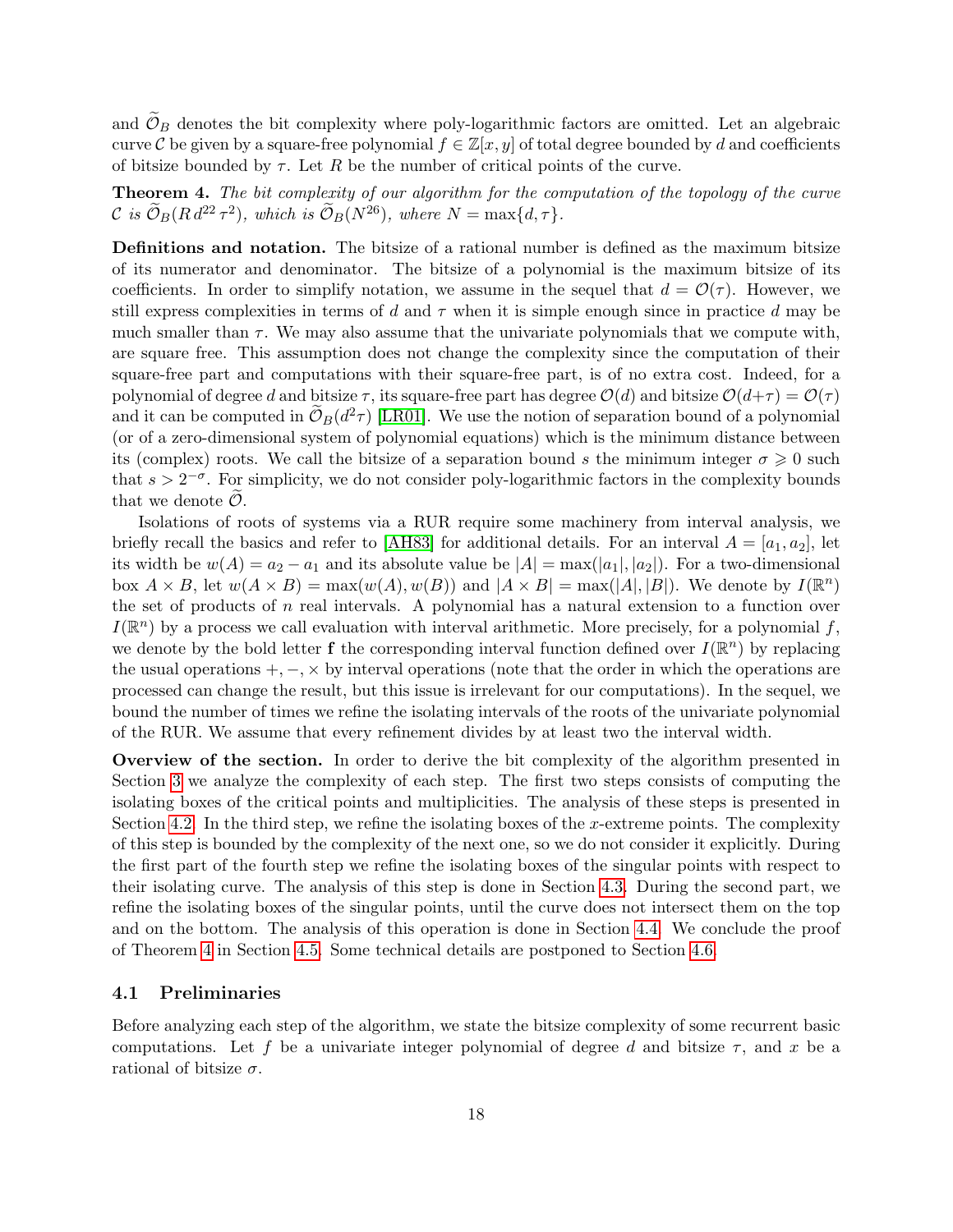and $\widetilde{\mathcal{O}}_B$ denotes the bit complexity where poly-logarithmic factors are omitted. Let an algebraic curve $\mathcal{C}$ be given by a square-free polynomial $f \in \mathbb{Z}[x, y]$ of total degree bounded by $d$ and coefficients of bitsize bounded by $\tau$. Let $R$ be the number of critical points of the curve.

**Theorem 4.** *The bit complexity of our algorithm for the computation of the topology of the curve* $\mathcal{C}$ *is* $\widetilde{\mathcal{O}}_B(R\, d^{22}\, \tau^2)$*, which is* $\widetilde{\mathcal{O}}_B(N^{26})$*, where* $N = \max\{d, \tau\}$*.*

**Definitions and notation.** The bitsize of a rational number is defined as the maximum bitsize of its numerator and denominator. The bitsize of a polynomial is the maximum bitsize of its coefficients. In order to simplify notation, we assume in the sequel that $d = \mathcal{O}(\tau)$. However, we still express complexities in terms of $d$ and $\tau$ when it is simple enough since in practice $d$ may be much smaller than $\tau$. We may also assume that the univariate polynomials that we compute with, are square free. This assumption does not change the complexity since the computation of their square-free part and computations with their square-free part, is of no extra cost. Indeed, for a polynomial of degree $d$ and bitsize $\tau$, its square-free part has degree $\mathcal{O}(d)$ and bitsize $\mathcal{O}(d+\tau) = \mathcal{O}(\tau)$ and it can be computed in $\widetilde{\mathcal{O}}_B(d^2\tau)$ [LR01]. We use the notion of separation bound of a polynomial (or of a zero-dimensional system of polynomial equations) which is the minimum distance between its (complex) roots. We call the bitsize of a separation bound $s$ the minimum integer $\sigma \geqslant 0$ such that $s > 2^{-\sigma}$. For simplicity, we do not consider poly-logarithmic factors in the complexity bounds that we denote $\widetilde{\mathcal{O}}$.

Isolations of roots of systems via a RUR require some machinery from interval analysis, we briefly recall the basics and refer to [AH83] for additional details. For an interval $A = [a_1, a_2]$, let its width be $w(A) = a_2 - a_1$ and its absolute value be $|A| = \max(|a_1|, |a_2|)$. For a two-dimensional box $A \times B$, let $w(A \times B) = \max(w(A), w(B))$ and $|A \times B| = \max(|A|, |B|)$. We denote by $I(\mathbb{R}^n)$ the set of products of $n$ real intervals. A polynomial has a natural extension to a function over $I(\mathbb{R}^n)$ by a process we call evaluation with interval arithmetic. More precisely, for a polynomial $f$, we denote by the bold letter $\mathbf{f}$ the corresponding interval function defined over $I(\mathbb{R}^n)$ by replacing the usual operations $+, -, \times$ by interval operations (note that the order in which the operations are processed can change the result, but this issue is irrelevant for our computations). In the sequel, we bound the number of times we refine the isolating intervals of the roots of the univariate polynomial of the RUR. We assume that every refinement divides by at least two the interval width.

**Overview of the section.** In order to derive the bit complexity of the algorithm presented in Section 3 we analyze the complexity of each step. The first two steps consists of computing the isolating boxes of the critical points and multiplicities. The analysis of these steps is presented in Section 4.2. In the third step, we refine the isolating boxes of the $x$-extreme points. The complexity of this step is bounded by the complexity of the next one, so we do not consider it explicitly. During the first part of the fourth step we refine the isolating boxes of the singular points with respect to their isolating curve. The analysis of this step is done in Section 4.3. During the second part, we refine the isolating boxes of the singular points, until the curve does not intersect them on the top and on the bottom. The analysis of this operation is done in Section 4.4. We conclude the proof of Theorem 4 in Section 4.5. Some technical details are postponed to Section 4.6.

## 4.1 Preliminaries

Before analyzing each step of the algorithm, we state the bitsize complexity of some recurrent basic computations. Let $f$ be a univariate integer polynomial of degree $d$ and bitsize $\tau$, and $x$ be a rational of bitsize $\sigma$.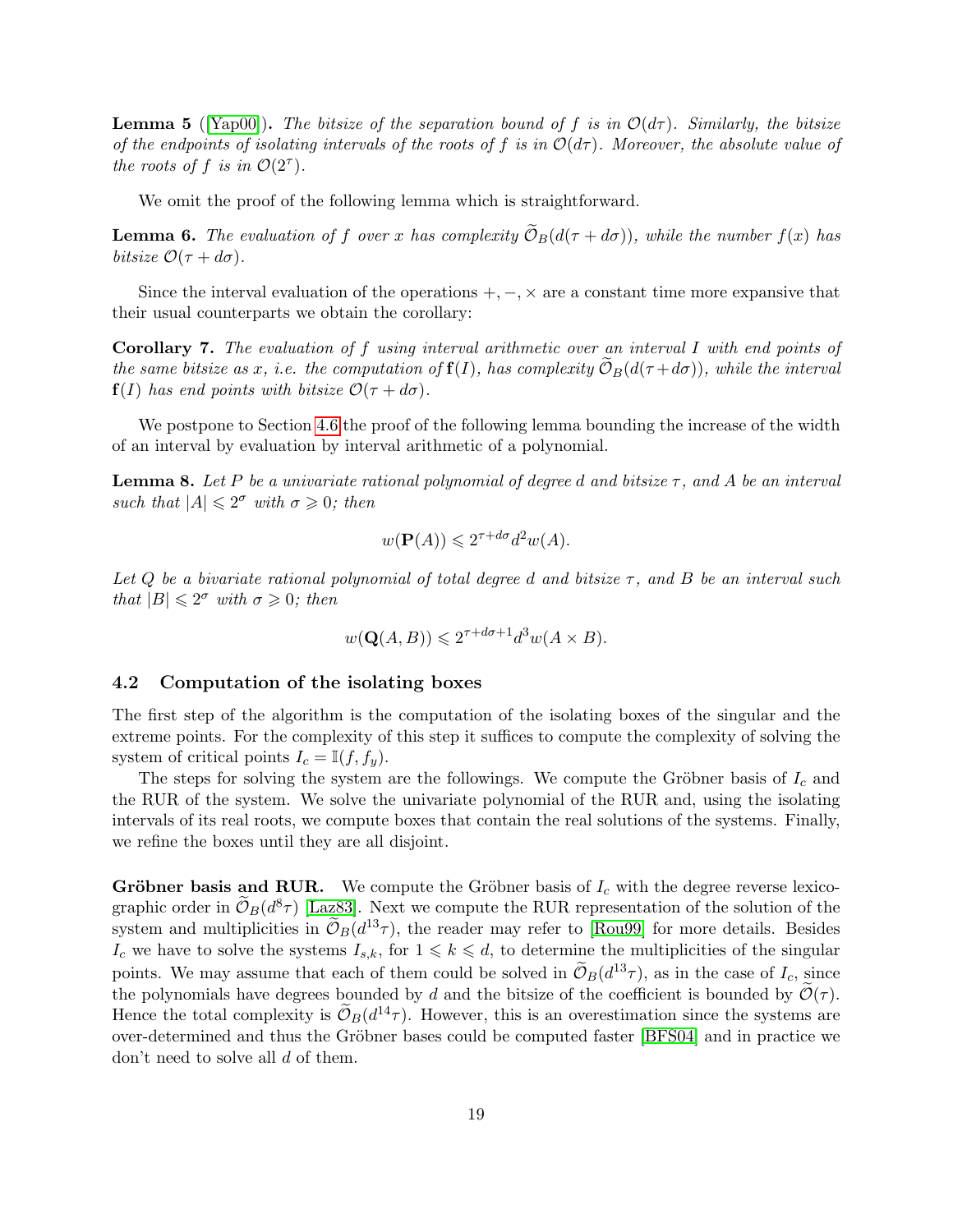**Lemma 5** ([Yap00]). *The bitsize of the separation bound of $f$ is in $\mathcal{O}(d\tau)$. Similarly, the bitsize of the endpoints of isolating intervals of the roots of $f$ is in $\mathcal{O}(d\tau)$. Moreover, the absolute value of the roots of $f$ is in $\mathcal{O}(2^{\tau})$.*

We omit the proof of the following lemma which is straightforward.

**Lemma 6.** *The evaluation of $f$ over $x$ has complexity $\widetilde{\mathcal{O}}_B(d(\tau + d\sigma))$, while the number $f(x)$ has bitsize $\mathcal{O}(\tau + d\sigma)$.*

Since the interval evaluation of the operations $+, -, \times$ are a constant time more expansive that their usual counterparts we obtain the corollary:

**Corollary 7.** *The evaluation of $f$ using interval arithmetic over an interval $I$ with end points of the same bitsize as $x$, i.e. the computation of $\mathbf{f}(I)$, has complexity $\widetilde{\mathcal{O}}_B(d(\tau+d\sigma))$, while the interval $\mathbf{f}(I)$ has end points with bitsize $\mathcal{O}(\tau + d\sigma)$.*

We postpone to Section 4.6 the proof of the following lemma bounding the increase of the width of an interval by evaluation by interval arithmetic of a polynomial.

**Lemma 8.** *Let $P$ be a univariate rational polynomial of degree $d$ and bitsize $\tau$, and $A$ be an interval such that $|A| \leqslant 2^{\sigma}$ with $\sigma \geqslant 0$; then*

$$w(\mathbf{P}(A)) \leqslant 2^{\tau + d\sigma} d^2 w(A).$$

*Let $Q$ be a bivariate rational polynomial of total degree $d$ and bitsize $\tau$, and $B$ be an interval such that $|B| \leqslant 2^{\sigma}$ with $\sigma \geqslant 0$; then*

$$w(\mathbf{Q}(A, B)) \leqslant 2^{\tau + d\sigma + 1} d^3 w(A \times B).$$

## 4.2 Computation of the isolating boxes

The first step of the algorithm is the computation of the isolating boxes of the singular and the extreme points. For the complexity of this step it suffices to compute the complexity of solving the system of critical points $I_c = \mathbb{I}(f, f_y)$.

The steps for solving the system are the followings. We compute the Gröbner basis of $I_c$ and the RUR of the system. We solve the univariate polynomial of the RUR and, using the isolating intervals of its real roots, we compute boxes that contain the real solutions of the systems. Finally, we refine the boxes until they are all disjoint.

**Gröbner basis and RUR.** We compute the Gröbner basis of $I_c$ with the degree reverse lexicographic order in $\widetilde{\mathcal{O}}_B(d^8\tau)$ [Laz83]. Next we compute the RUR representation of the solution of the system and multiplicities in $\widetilde{\mathcal{O}}_B(d^{13}\tau)$, the reader may refer to [Rou99] for more details. Besides $I_c$ we have to solve the systems $I_{s,k}$, for $1 \leqslant k \leqslant d$, to determine the multiplicities of the singular points. We may assume that each of them could be solved in $\widetilde{\mathcal{O}}_B(d^{13}\tau)$, as in the case of $I_c$, since the polynomials have degrees bounded by $d$ and the bitsize of the coefficient is bounded by $\widetilde{\mathcal{O}}(\tau)$. Hence the total complexity is $\widetilde{\mathcal{O}}_B(d^{14}\tau)$. However, this is an overestimation since the systems are over-determined and thus the Gröbner bases could be computed faster [BFS04] and in practice we don't need to solve all $d$ of them.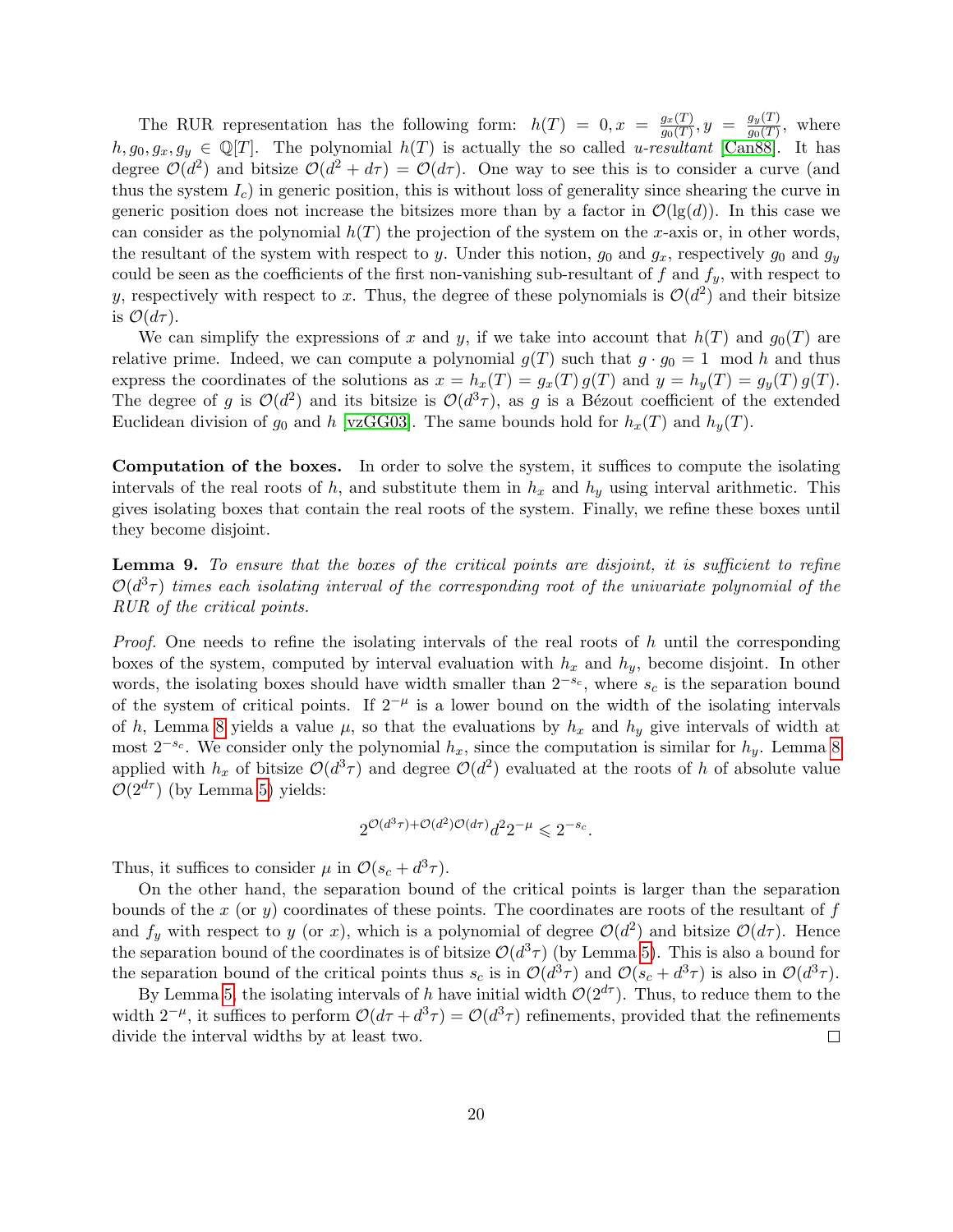The RUR representation has the following form: $h(T) = 0, x = \frac{g_x(T)}{g_0(T)}, y = \frac{g_y(T)}{g_0(T)}$, where $h, g_0, g_x, g_y \in \mathbb{Q}[T]$. The polynomial $h(T)$ is actually the so called *u-resultant* [Can88]. It has degree $\mathcal{O}(d^2)$ and bitsize $\mathcal{O}(d^2 + d\tau) = \mathcal{O}(d\tau)$. One way to see this is to consider a curve (and thus the system $I_c$) in generic position, this is without loss of generality since shearing the curve in generic position does not increase the bitsizes more than by a factor in $\mathcal{O}(\lg(d))$. In this case we can consider as the polynomial $h(T)$ the projection of the system on the $x$-axis or, in other words, the resultant of the system with respect to $y$. Under this notion, $g_0$ and $g_x$, respectively $g_0$ and $g_y$ could be seen as the coefficients of the first non-vanishing sub-resultant of $f$ and $f_y$, with respect to $y$, respectively with respect to $x$. Thus, the degree of these polynomials is $\mathcal{O}(d^2)$ and their bitsize is $\mathcal{O}(d\tau)$.

We can simplify the expressions of $x$ and $y$, if we take into account that $h(T)$ and $g_0(T)$ are relative prime. Indeed, we can compute a polynomial $g(T)$ such that $g \cdot g_0 = 1 \mod h$ and thus express the coordinates of the solutions as $x = h_x(T) = g_x(T)\, g(T)$ and $y = h_y(T) = g_y(T)\, g(T)$. The degree of $g$ is $\mathcal{O}(d^2)$ and its bitsize is $\mathcal{O}(d^3\tau)$, as $g$ is a Bézout coefficient of the extended Euclidean division of $g_0$ and $h$ [vzGG03]. The same bounds hold for $h_x(T)$ and $h_y(T)$.

**Computation of the boxes.** In order to solve the system, it suffices to compute the isolating intervals of the real roots of $h$, and substitute them in $h_x$ and $h_y$ using interval arithmetic. This gives isolating boxes that contain the real roots of the system. Finally, we refine these boxes until they become disjoint.

**Lemma 9.** *To ensure that the boxes of the critical points are disjoint, it is sufficient to refine $\mathcal{O}(d^3\tau)$ times each isolating interval of the corresponding root of the univariate polynomial of the RUR of the critical points.*

*Proof.* One needs to refine the isolating intervals of the real roots of $h$ until the corresponding boxes of the system, computed by interval evaluation with $h_x$ and $h_y$, become disjoint. In other words, the isolating boxes should have width smaller than $2^{-s_c}$, where $s_c$ is the separation bound of the system of critical points. If $2^{-\mu}$ is a lower bound on the width of the isolating intervals of $h$, Lemma 8 yields a value $\mu$, so that the evaluations by $h_x$ and $h_y$ give intervals of width at most $2^{-s_c}$. We consider only the polynomial $h_x$, since the computation is similar for $h_y$. Lemma 8 applied with $h_x$ of bitsize $\mathcal{O}(d^3\tau)$ and degree $\mathcal{O}(d^2)$ evaluated at the roots of $h$ of absolute value $\mathcal{O}(2^{d\tau})$ (by Lemma 5) yields:

$$2^{\mathcal{O}(d^3\tau)+\mathcal{O}(d^2)\mathcal{O}(d\tau)} d^2 2^{-\mu} \leqslant 2^{-s_c}.$$

Thus, it suffices to consider $\mu$ in $\mathcal{O}(s_c + d^3\tau)$.

On the other hand, the separation bound of the critical points is larger than the separation bounds of the $x$ (or $y$) coordinates of these points. The coordinates are roots of the resultant of $f$ and $f_y$ with respect to $y$ (or $x$), which is a polynomial of degree $\mathcal{O}(d^2)$ and bitsize $\mathcal{O}(d\tau)$. Hence the separation bound of the coordinates is of bitsize $\mathcal{O}(d^3\tau)$ (by Lemma 5). This is also a bound for the separation bound of the critical points thus $s_c$ is in $\mathcal{O}(d^3\tau)$ and $\mathcal{O}(s_c + d^3\tau)$ is also in $\mathcal{O}(d^3\tau)$.

By Lemma 5, the isolating intervals of $h$ have initial width $\mathcal{O}(2^{d\tau})$. Thus, to reduce them to the width $2^{-\mu}$, it suffices to perform $\mathcal{O}(d\tau + d^3\tau) = \mathcal{O}(d^3\tau)$ refinements, provided that the refinements divide the interval widths by at least two. $\square$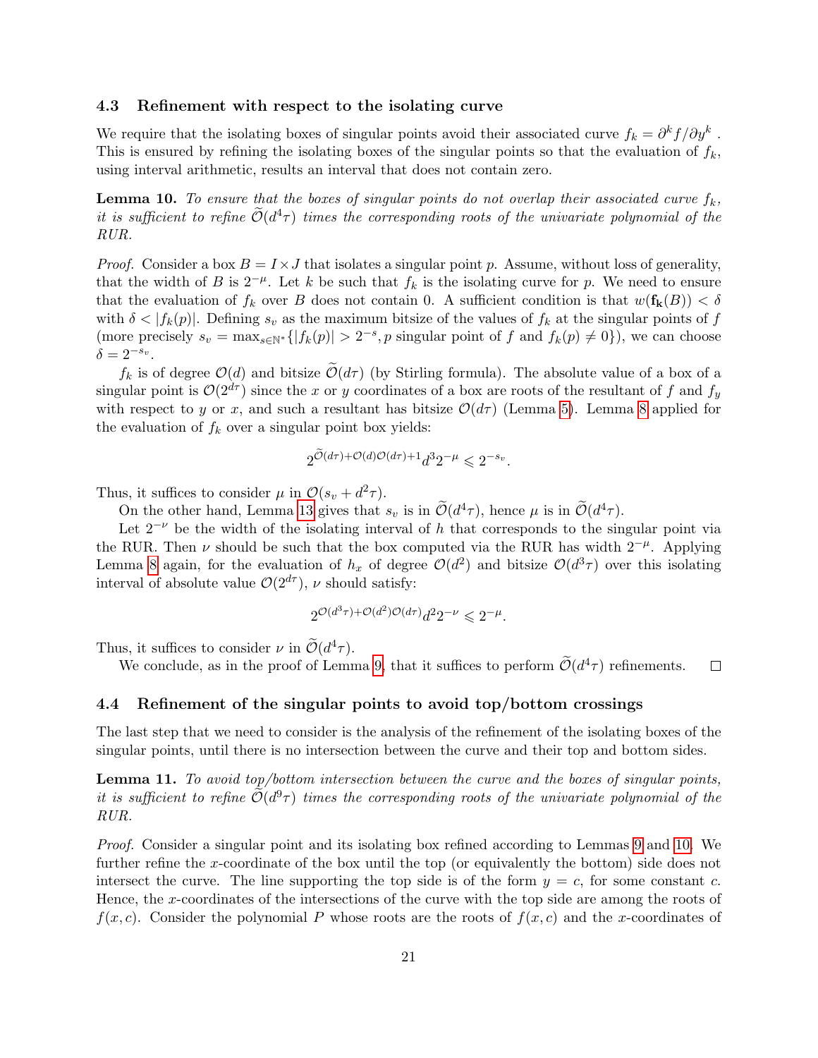### 4.3 Refinement with respect to the isolating curve

We require that the isolating boxes of singular points avoid their associated curve $f_k = \partial^k f/\partial y^k$. This is ensured by refining the isolating boxes of the singular points so that the evaluation of $f_k$, using interval arithmetic, results an interval that does not contain zero.

**Lemma 10.** *To ensure that the boxes of singular points do not overlap their associated curve $f_k$, it is sufficient to refine $\widetilde{\mathcal{O}}(d^4\tau)$ times the corresponding roots of the univariate polynomial of the RUR.*

*Proof.* Consider a box $B = I \times J$ that isolates a singular point $p$. Assume, without loss of generality, that the width of $B$ is $2^{-\mu}$. Let $k$ be such that $f_k$ is the isolating curve for $p$. We need to ensure that the evaluation of $f_k$ over $B$ does not contain 0. A sufficient condition is that $w(\mathbf{f_k}(B)) < \delta$ with $\delta < |f_k(p)|$. Defining $s_v$ as the maximum bitsize of the values of $f_k$ at the singular points of $f$ (more precisely $s_v = \max_{s \in \mathbb{N}^*}\{|f_k(p)| > 2^{-s}, p \text{ singular point of } f \text{ and } f_k(p) \neq 0\}$), we can choose $\delta = 2^{-s_v}$.

$f_k$ is of degree $\mathcal{O}(d)$ and bitsize $\widetilde{\mathcal{O}}(d\tau)$ (by Stirling formula). The absolute value of a box of a singular point is $\mathcal{O}(2^{d\tau})$ since the $x$ or $y$ coordinates of a box are roots of the resultant of $f$ and $f_y$ with respect to $y$ or $x$, and such a resultant has bitsize $\mathcal{O}(d\tau)$ (Lemma 5). Lemma 8 applied for the evaluation of $f_k$ over a singular point box yields:

$$2^{\widetilde{\mathcal{O}}(d\tau)+\mathcal{O}(d)\mathcal{O}(d\tau)+1}d^3 2^{-\mu} \leqslant 2^{-s_v}.$$

Thus, it suffices to consider $\mu$ in $\mathcal{O}(s_v + d^2\tau)$.

On the other hand, Lemma 13 gives that $s_v$ is in $\widetilde{\mathcal{O}}(d^4\tau)$, hence $\mu$ is in $\widetilde{\mathcal{O}}(d^4\tau)$.

Let $2^{-\nu}$ be the width of the isolating interval of $h$ that corresponds to the singular point via the RUR. Then $\nu$ should be such that the box computed via the RUR has width $2^{-\mu}$. Applying Lemma 8 again, for the evaluation of $h_x$ of degree $\mathcal{O}(d^2)$ and bitsize $\mathcal{O}(d^3\tau)$ over this isolating interval of absolute value $\mathcal{O}(2^{d\tau})$, $\nu$ should satisfy:

$$2^{\mathcal{O}(d^3\tau)+\mathcal{O}(d^2)\mathcal{O}(d\tau)}d^2 2^{-\nu} \leqslant 2^{-\mu}.$$

Thus, it suffices to consider $\nu$ in $\widetilde{\mathcal{O}}(d^4\tau)$.

We conclude, as in the proof of Lemma 9, that it suffices to perform $\widetilde{\mathcal{O}}(d^4\tau)$ refinements. $\square$

### 4.4 Refinement of the singular points to avoid top/bottom crossings

The last step that we need to consider is the analysis of the refinement of the isolating boxes of the singular points, until there is no intersection between the curve and their top and bottom sides.

**Lemma 11.** *To avoid top/bottom intersection between the curve and the boxes of singular points, it is sufficient to refine $\widetilde{\mathcal{O}}(d^9\tau)$ times the corresponding roots of the univariate polynomial of the RUR.*

*Proof.* Consider a singular point and its isolating box refined according to Lemmas 9 and 10. We further refine the $x$-coordinate of the box until the top (or equivalently the bottom) side does not intersect the curve. The line supporting the top side is of the form $y = c$, for some constant $c$. Hence, the $x$-coordinates of the intersections of the curve with the top side are among the roots of $f(x, c)$. Consider the polynomial $P$ whose roots are the roots of $f(x, c)$ and the $x$-coordinates of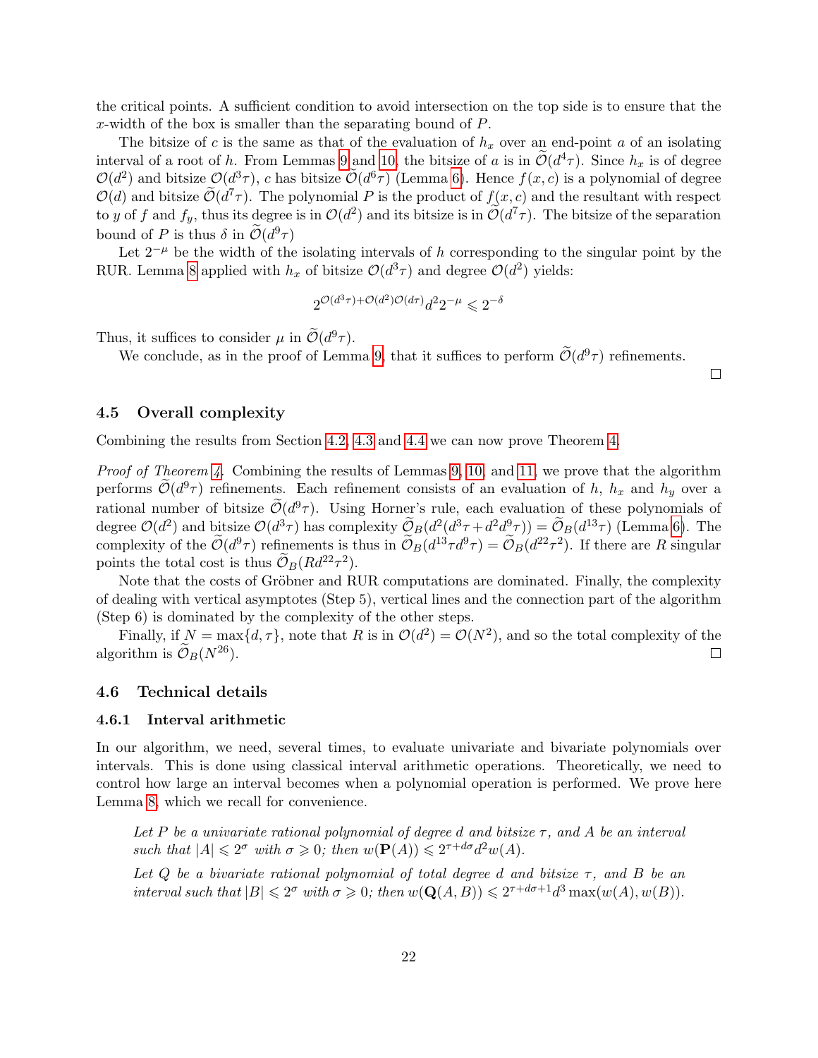the critical points. A sufficient condition to avoid intersection on the top side is to ensure that the $x$-width of the box is smaller than the separating bound of $P$.

The bitsize of $c$ is the same as that of the evaluation of $h_x$ over an end-point $a$ of an isolating interval of a root of $h$. From Lemmas 9 and 10, the bitsize of $a$ is in $\widetilde{\mathcal{O}}(d^4\tau)$. Since $h_x$ is of degree $\mathcal{O}(d^2)$ and bitsize $\mathcal{O}(d^3\tau)$, $c$ has bitsize $\widetilde{\mathcal{O}}(d^6\tau)$ (Lemma 6). Hence $f(x,c)$ is a polynomial of degree $\mathcal{O}(d)$ and bitsize $\widetilde{\mathcal{O}}(d^7\tau)$. The polynomial $P$ is the product of $f(x,c)$ and the resultant with respect to $y$ of $f$ and $f_y$, thus its degree is in $\mathcal{O}(d^2)$ and its bitsize is in $\widetilde{\mathcal{O}}(d^7\tau)$. The bitsize of the separation bound of $P$ is thus $\delta$ in $\widetilde{\mathcal{O}}(d^9\tau)$

Let $2^{-\mu}$ be the width of the isolating intervals of $h$ corresponding to the singular point by the RUR. Lemma 8 applied with $h_x$ of bitsize $\mathcal{O}(d^3\tau)$ and degree $\mathcal{O}(d^2)$ yields:

$$2^{\mathcal{O}(d^3\tau)+\mathcal{O}(d^2)\mathcal{O}(d\tau)}d^2 2^{-\mu} \leqslant 2^{-\delta}$$

Thus, it suffices to consider $\mu$ in $\widetilde{\mathcal{O}}(d^9\tau)$.

We conclude, as in the proof of Lemma 9, that it suffices to perform $\widetilde{\mathcal{O}}(d^9\tau)$ refinements. □

### 4.5 Overall complexity

Combining the results from Section 4.2, 4.3 and 4.4 we can now prove Theorem 4.

*Proof of Theorem 4.* Combining the results of Lemmas 9, 10, and 11, we prove that the algorithm performs $\widetilde{\mathcal{O}}(d^9\tau)$ refinements. Each refinement consists of an evaluation of $h$, $h_x$ and $h_y$ over a rational number of bitsize $\widetilde{\mathcal{O}}(d^9\tau)$. Using Horner's rule, each evaluation of these polynomials of degree $\mathcal{O}(d^2)$ and bitsize $\mathcal{O}(d^3\tau)$ has complexity $\widetilde{\mathcal{O}}_B(d^2(d^3\tau+d^2d^9\tau)) = \widetilde{\mathcal{O}}_B(d^{13}\tau)$ (Lemma 6). The complexity of the $\widetilde{\mathcal{O}}(d^9\tau)$ refinements is thus in $\widetilde{\mathcal{O}}_B(d^{13}\tau d^9\tau) = \widetilde{\mathcal{O}}_B(d^{22}\tau^2)$. If there are $R$ singular points the total cost is thus $\widetilde{\mathcal{O}}_B(Rd^{22}\tau^2)$.

Note that the costs of Gröbner and RUR computations are dominated. Finally, the complexity of dealing with vertical asymptotes (Step 5), vertical lines and the connection part of the algorithm (Step 6) is dominated by the complexity of the other steps.

Finally, if $N = \max\{d,\tau\}$, note that $R$ is in $\mathcal{O}(d^2) = \mathcal{O}(N^2)$, and so the total complexity of the algorithm is $\widetilde{\mathcal{O}}_B(N^{26})$. □

### 4.6 Technical details

#### 4.6.1 Interval arithmetic

In our algorithm, we need, several times, to evaluate univariate and bivariate polynomials over intervals. This is done using classical interval arithmetic operations. Theoretically, we need to control how large an interval becomes when a polynomial operation is performed. We prove here Lemma 8, which we recall for convenience.

> *Let $P$ be a univariate rational polynomial of degree $d$ and bitsize $\tau$, and $A$ be an interval such that $|A| \leqslant 2^\sigma$ with $\sigma \geqslant 0$; then $w(\mathbf{P}(A)) \leqslant 2^{\tau+d\sigma}d^2 w(A)$.*
>
> *Let $Q$ be a bivariate rational polynomial of total degree $d$ and bitsize $\tau$, and $B$ be an interval such that $|B| \leqslant 2^\sigma$ with $\sigma \geqslant 0$; then $w(\mathbf{Q}(A,B)) \leqslant 2^{\tau+d\sigma+1}d^3 \max(w(A), w(B))$.*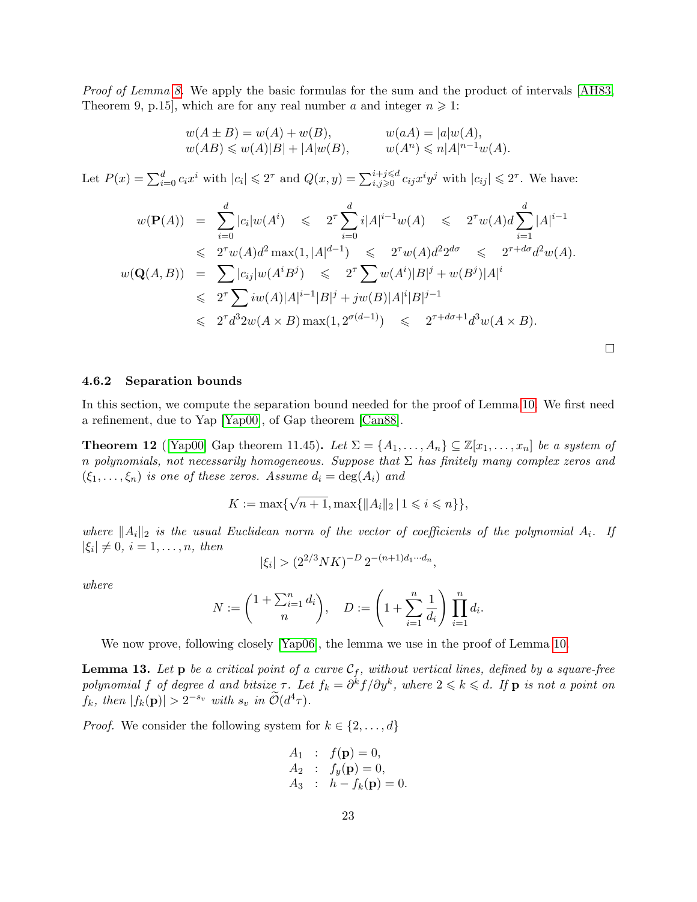*Proof of Lemma 8.* We apply the basic formulas for the sum and the product of intervals [AH83, Theorem 9, p.15], which are for any real number $a$ and integer $n \geqslant 1$:

$$
\begin{array}{ll}
w(A \pm B) = w(A) + w(B), & w(aA) = |a| w(A), \\
w(AB) \leqslant w(A)|B| + |A| w(B), & w(A^n) \leqslant n|A|^{n-1} w(A).
\end{array}
$$

Let $P(x) = \sum_{i=0}^{d} c_i x^i$ with $|c_i| \leqslant 2^\tau$ and $Q(x,y) = \sum_{i,j \geqslant 0}^{i+j \leqslant d} c_{ij} x^i y^j$ with $|c_{ij}| \leqslant 2^\tau$. We have:

$$
\begin{array}{rcl}
w(\mathbf{P}(A)) & = & \sum_{i=0}^{d} |c_i| w(A^i) \quad \leqslant \quad 2^\tau \sum_{i=0}^{d} i |A|^{i-1} w(A) \quad \leqslant \quad 2^\tau w(A) d \sum_{i=1}^{d} |A|^{i-1} \\
& \leqslant & 2^\tau w(A) d^2 \max(1, |A|^{d-1}) \quad \leqslant \quad 2^\tau w(A) d^2 2^{d\sigma} \quad \leqslant \quad 2^{\tau + d\sigma} d^2 w(A). \\
w(\mathbf{Q}(A,B)) & = & \sum |c_{ij}| w(A^i B^j) \quad \leqslant \quad 2^\tau \sum w(A^i)|B|^j + w(B^j)|A|^i \\
& \leqslant & 2^\tau \sum i w(A)|A|^{i-1}|B|^j + j w(B)|A|^i |B|^{j-1} \\
& \leqslant & 2^\tau d^3 2 w(A \times B) \max(1, 2^{\sigma(d-1)}) \quad \leqslant \quad 2^{\tau + d\sigma + 1} d^3 w(A \times B).
\end{array}
$$

□

### 4.6.2 Separation bounds

In this section, we compute the separation bound needed for the proof of Lemma 10. We first need a refinement, due to Yap [Yap00], of Gap theorem [Can88].

**Theorem 12** ([Yap00] Gap theorem 11.45)**.** *Let $\Sigma = \{A_1, \ldots, A_n\} \subseteq \mathbb{Z}[x_1, \ldots, x_n]$ be a system of $n$ polynomials, not necessarily homogeneous. Suppose that $\Sigma$ has finitely many complex zeros and $(\xi_1, \ldots, \xi_n)$ is one of these zeros. Assume $d_i = \deg(A_i)$ and*

$$K := \max\{\sqrt{n+1}, \max\{\|A_i\|_2 \,|\, 1 \leqslant i \leqslant n\}\},$$

*where $\|A_i\|_2$ is the usual Euclidean norm of the vector of coefficients of the polynomial $A_i$. If $|\xi_i| \neq 0$, $i = 1, \ldots, n$, then*

$$|\xi_i| > (2^{2/3} N K)^{-D} \, 2^{-(n+1) d_1 \cdots d_n},$$

*where*

$$N := \binom{1 + \sum_{i=1}^{n} d_i}{n}, \quad D := \left(1 + \sum_{i=1}^{n} \frac{1}{d_i}\right) \prod_{i=1}^{n} d_i.$$

We now prove, following closely [Yap06], the lemma we use in the proof of Lemma 10.

**Lemma 13.** *Let $\mathbf{p}$ be a critical point of a curve $\mathcal{C}_f$, without vertical lines, defined by a square-free polynomial $f$ of degree $d$ and bitsize $\tau$. Let $f_k = \partial^k f / \partial y^k$, where $2 \leqslant k \leqslant d$. If $\mathbf{p}$ is not a point on $f_k$, then $|f_k(\mathbf{p})| > 2^{-s_v}$ with $s_v$ in $\widetilde{\mathcal{O}}(d^4 \tau)$.*

*Proof.* We consider the following system for $k \in \{2, \ldots, d\}$

$$
\begin{array}{lcl}
A_1 & : & f(\mathbf{p}) = 0, \\
A_2 & : & f_y(\mathbf{p}) = 0, \\
A_3 & : & h - f_k(\mathbf{p}) = 0.
\end{array}
$$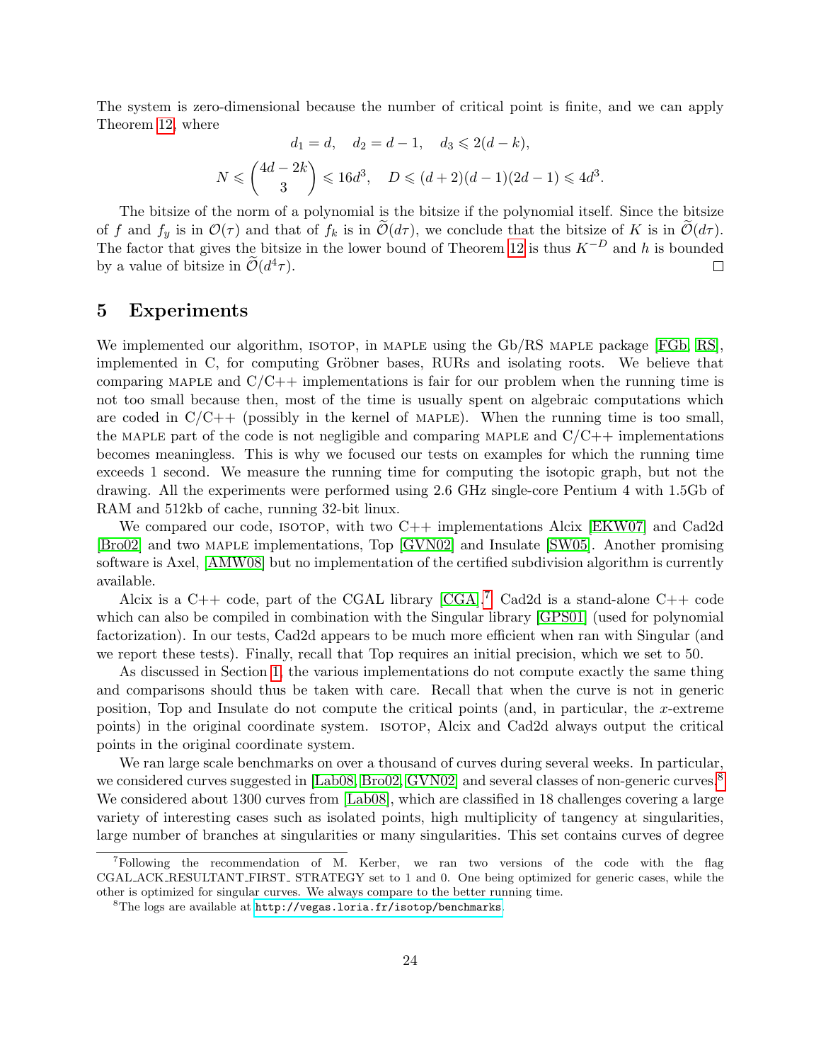The system is zero-dimensional because the number of critical point is finite, and we can apply Theorem 12, where

$$d_1 = d, \quad d_2 = d - 1, \quad d_3 \leqslant 2(d-k),$$

$$N \leqslant \binom{4d-2k}{3} \leqslant 16d^3, \quad D \leqslant (d+2)(d-1)(2d-1) \leqslant 4d^3.$$

The bitsize of the norm of a polynomial is the bitsize if the polynomial itself. Since the bitsize of $f$ and $f_y$ is in $\mathcal{O}(\tau)$ and that of $f_k$ is in $\widetilde{\mathcal{O}}(d\tau)$, we conclude that the bitsize of $K$ is in $\widetilde{\mathcal{O}}(d\tau)$. The factor that gives the bitsize in the lower bound of Theorem 12 is thus $K^{-D}$ and $h$ is bounded by a value of bitsize in $\widetilde{\mathcal{O}}(d^4\tau)$. ☐

## 5 Experiments

We implemented our algorithm, ISOTOP, in MAPLE using the Gb/RS MAPLE package [FGb, RS], implemented in C, for computing Gröbner bases, RURs and isolating roots. We believe that comparing MAPLE and C/C++ implementations is fair for our problem when the running time is not too small because then, most of the time is usually spent on algebraic computations which are coded in C/C++ (possibly in the kernel of MAPLE). When the running time is too small, the MAPLE part of the code is not negligible and comparing MAPLE and C/C++ implementations becomes meaningless. This is why we focused our tests on examples for which the running time exceeds 1 second. We measure the running time for computing the isotopic graph, but not the drawing. All the experiments were performed using 2.6 GHz single-core Pentium 4 with 1.5Gb of RAM and 512kb of cache, running 32-bit linux.

We compared our code, ISOTOP, with two C++ implementations Alcix [EKW07] and Cad2d [Bro02] and two MAPLE implementations, Top [GVN02] and Insulate [SW05]. Another promising software is Axel, [AMW08] but no implementation of the certified subdivision algorithm is currently available.

Alcix is a C++ code, part of the CGAL library [CGA].[7] Cad2d is a stand-alone C++ code which can also be compiled in combination with the Singular library [GPS01] (used for polynomial factorization). In our tests, Cad2d appears to be much more efficient when ran with Singular (and we report these tests). Finally, recall that Top requires an initial precision, which we set to 50.

As discussed in Section 1, the various implementations do not compute exactly the same thing and comparisons should thus be taken with care. Recall that when the curve is not in generic position, Top and Insulate do not compute the critical points (and, in particular, the $x$-extreme points) in the original coordinate system. ISOTOP, Alcix and Cad2d always output the critical points in the original coordinate system.

We ran large scale benchmarks on over a thousand of curves during several weeks. In particular, we considered curves suggested in [Lab08, Bro02, GVN02] and several classes of non-generic curves.[8] We considered about 1300 curves from [Lab08], which are classified in 18 challenges covering a large variety of interesting cases such as isolated points, high multiplicity of tangency at singularities, large number of branches at singularities or many singularities. This set contains curves of degree

[7] Following the recommendation of M. Kerber, we ran two versions of the code with the flag CGAL_ACK_RESULTANT_FIRST_ STRATEGY set to 1 and 0. One being optimized for generic cases, while the other is optimized for singular curves. We always compare to the better running time.

[8] The logs are available at http://vegas.loria.fr/isotop/benchmarks.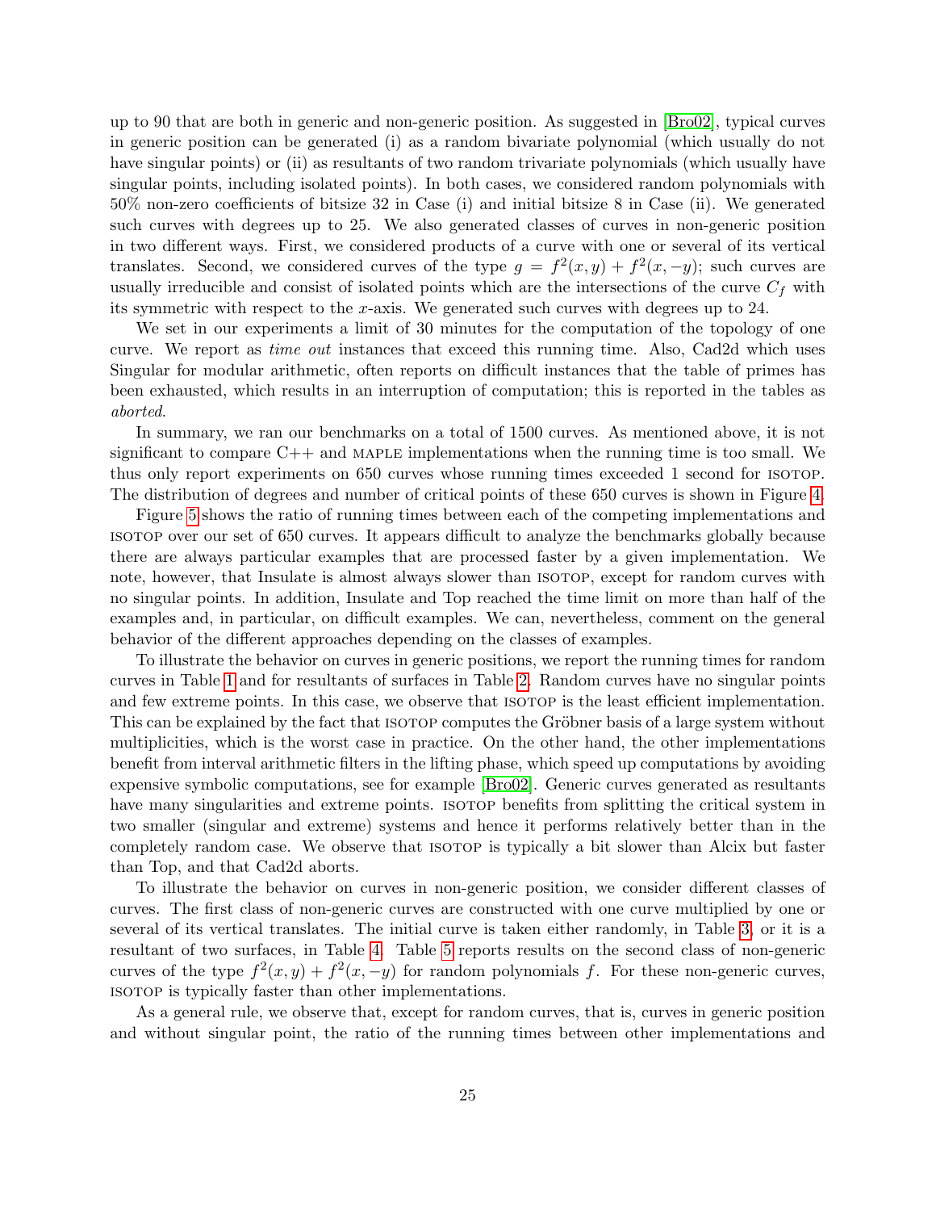up to 90 that are both in generic and non-generic position. As suggested in [Bro02], typical curves in generic position can be generated (i) as a random bivariate polynomial (which usually do not have singular points) or (ii) as resultants of two random trivariate polynomials (which usually have singular points, including isolated points). In both cases, we considered random polynomials with 50% non-zero coefficients of bitsize 32 in Case (i) and initial bitsize 8 in Case (ii). We generated such curves with degrees up to 25. We also generated classes of curves in non-generic position in two different ways. First, we considered products of a curve with one or several of its vertical translates. Second, we considered curves of the type $g = f^2(x, y) + f^2(x, -y)$; such curves are usually irreducible and consist of isolated points which are the intersections of the curve $C_f$ with its symmetric with respect to the $x$-axis. We generated such curves with degrees up to 24.

We set in our experiments a limit of 30 minutes for the computation of the topology of one curve. We report as *time out* instances that exceed this running time. Also, Cad2d which uses Singular for modular arithmetic, often reports on difficult instances that the table of primes has been exhausted, which results in an interruption of computation; this is reported in the tables as *aborted*.

In summary, we ran our benchmarks on a total of 1500 curves. As mentioned above, it is not significant to compare C++ and MAPLE implementations when the running time is too small. We thus only report experiments on 650 curves whose running times exceeded 1 second for ISOTOP. The distribution of degrees and number of critical points of these 650 curves is shown in Figure 4.

Figure 5 shows the ratio of running times between each of the competing implementations and ISOTOP over our set of 650 curves. It appears difficult to analyze the benchmarks globally because there are always particular examples that are processed faster by a given implementation. We note, however, that Insulate is almost always slower than ISOTOP, except for random curves with no singular points. In addition, Insulate and Top reached the time limit on more than half of the examples and, in particular, on difficult examples. We can, nevertheless, comment on the general behavior of the different approaches depending on the classes of examples.

To illustrate the behavior on curves in generic positions, we report the running times for random curves in Table 1 and for resultants of surfaces in Table 2. Random curves have no singular points and few extreme points. In this case, we observe that ISOTOP is the least efficient implementation. This can be explained by the fact that ISOTOP computes the Gröbner basis of a large system without multiplicities, which is the worst case in practice. On the other hand, the other implementations benefit from interval arithmetic filters in the lifting phase, which speed up computations by avoiding expensive symbolic computations, see for example [Bro02]. Generic curves generated as resultants have many singularities and extreme points. ISOTOP benefits from splitting the critical system in two smaller (singular and extreme) systems and hence it performs relatively better than in the completely random case. We observe that ISOTOP is typically a bit slower than Alcix but faster than Top, and that Cad2d aborts.

To illustrate the behavior on curves in non-generic position, we consider different classes of curves. The first class of non-generic curves are constructed with one curve multiplied by one or several of its vertical translates. The initial curve is taken either randomly, in Table 3, or it is a resultant of two surfaces, in Table 4. Table 5 reports results on the second class of non-generic curves of the type $f^2(x, y) + f^2(x, -y)$ for random polynomials $f$. For these non-generic curves, ISOTOP is typically faster than other implementations.

As a general rule, we observe that, except for random curves, that is, curves in generic position and without singular point, the ratio of the running times between other implementations and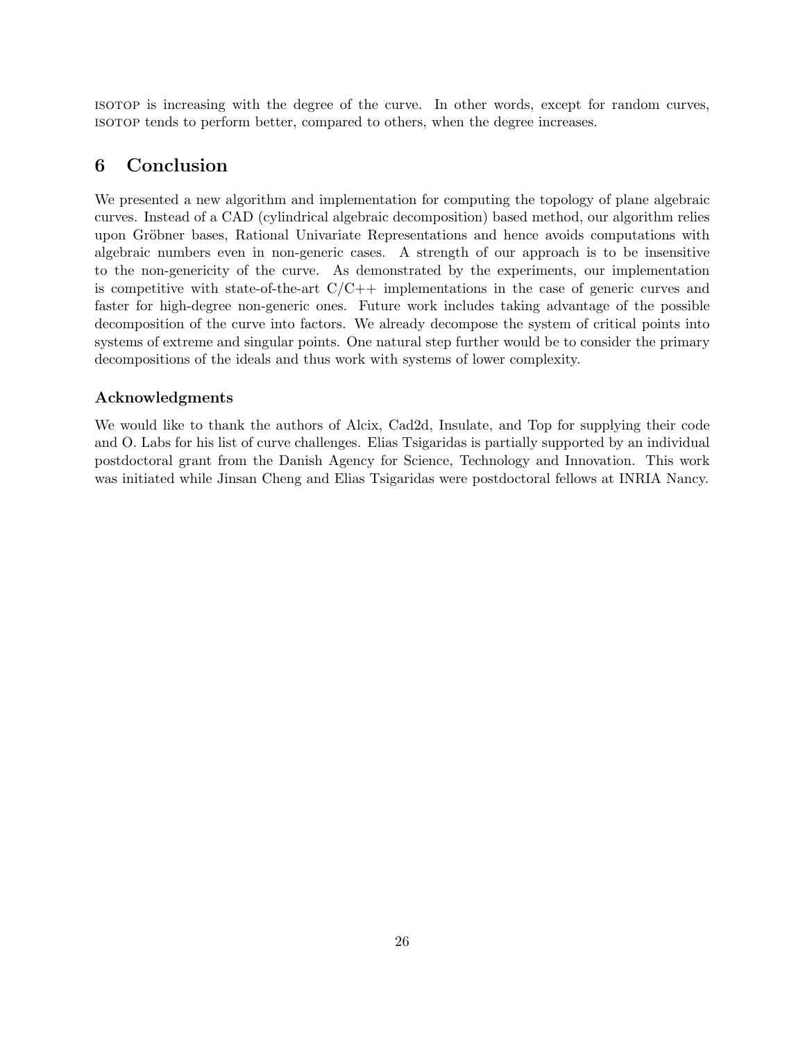isotop is increasing with the degree of the curve. In other words, except for random curves, isotop tends to perform better, compared to others, when the degree increases.

## 6 Conclusion

We presented a new algorithm and implementation for computing the topology of plane algebraic curves. Instead of a CAD (cylindrical algebraic decomposition) based method, our algorithm relies upon Gröbner bases, Rational Univariate Representations and hence avoids computations with algebraic numbers even in non-generic cases. A strength of our approach is to be insensitive to the non-genericity of the curve. As demonstrated by the experiments, our implementation is competitive with state-of-the-art C/C++ implementations in the case of generic curves and faster for high-degree non-generic ones. Future work includes taking advantage of the possible decomposition of the curve into factors. We already decompose the system of critical points into systems of extreme and singular points. One natural step further would be to consider the primary decompositions of the ideals and thus work with systems of lower complexity.

### Acknowledgments

We would like to thank the authors of Alcix, Cad2d, Insulate, and Top for supplying their code and O. Labs for his list of curve challenges. Elias Tsigaridas is partially supported by an individual postdoctoral grant from the Danish Agency for Science, Technology and Innovation. This work was initiated while Jinsan Cheng and Elias Tsigaridas were postdoctoral fellows at INRIA Nancy.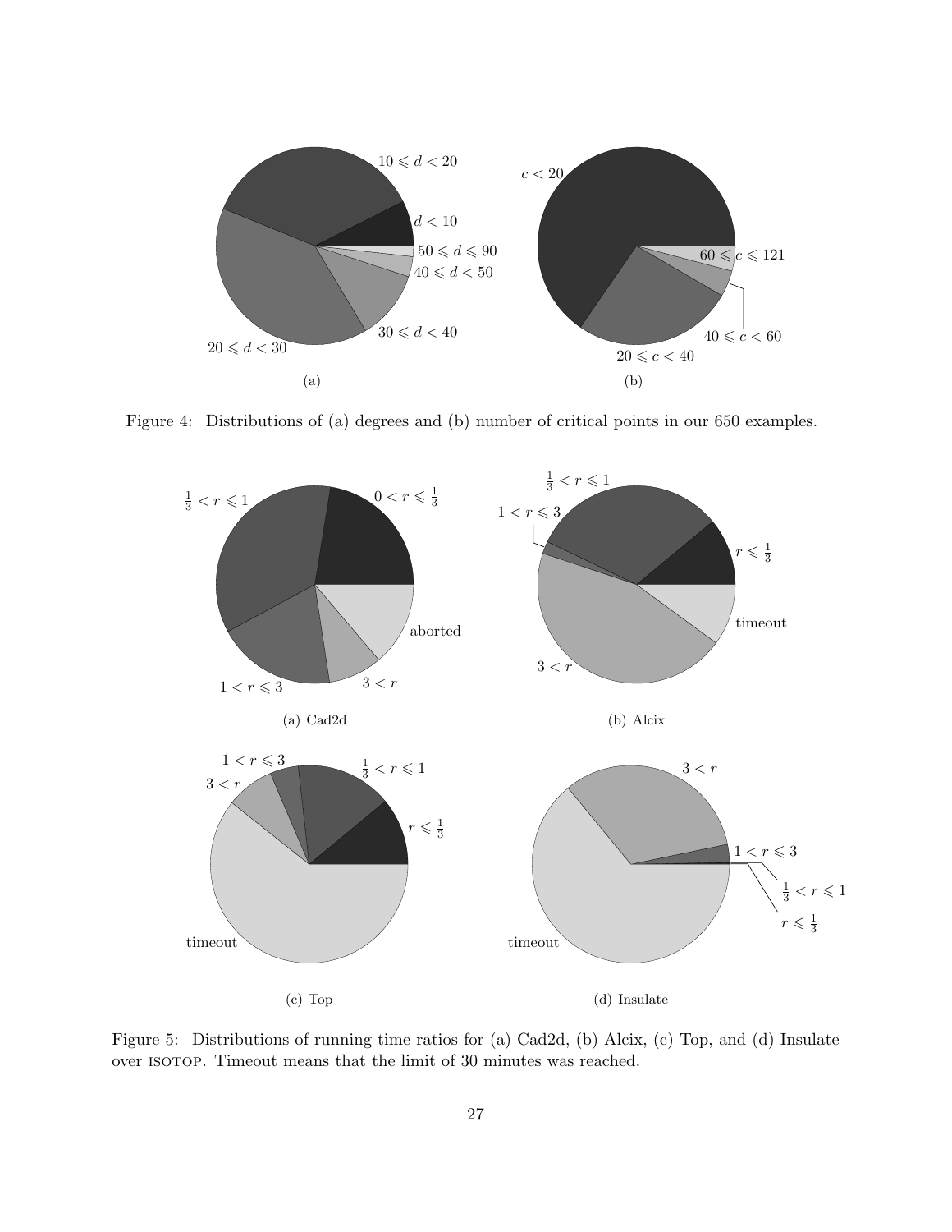Figure 4: Distributions of (a) degrees and (b) number of critical points in our 650 examples.

Figure 5: Distributions of running time ratios for (a) Cad2d, (b) Alcix, (c) Top, and (d) Insulate over ISOTOP. Timeout means that the limit of 30 minutes was reached.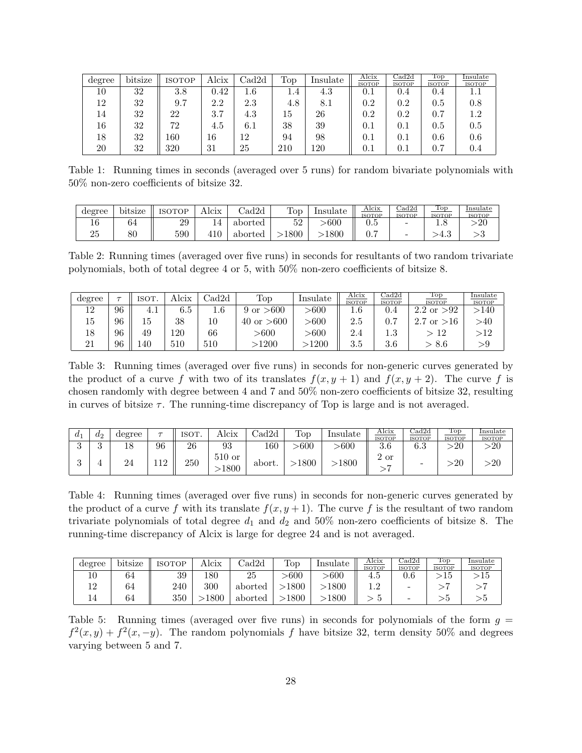| degree | bitsize | ISOTOP | Alcix | Cad2d | Top | Insulate | $\frac{\text{Alcix}}{\text{ISOTOP}}$ | $\frac{\text{Cad2d}}{\text{ISOTOP}}$ | $\frac{\text{Top}}{\text{ISOTOP}}$ | $\frac{\text{Insulate}}{\text{ISOTOP}}$ |
|---|---|---|---|---|---|---|---|---|---|---|
| 10 | 32 | 3.8 | 0.42 | 1.6 | 1.4 | 4.3 | 0.1 | 0.4 | 0.4 | 1.1 |
| 12 | 32 | 9.7 | 2.2 | 2.3 | 4.8 | 8.1 | 0.2 | 0.2 | 0.5 | 0.8 |
| 14 | 32 | 22 | 3.7 | 4.3 | 15 | 26 | 0.2 | 0.2 | 0.7 | 1.2 |
| 16 | 32 | 72 | 4.5 | 6.1 | 38 | 39 | 0.1 | 0.1 | 0.5 | 0.5 |
| 18 | 32 | 160 | 16 | 12 | 94 | 98 | 0.1 | 0.1 | 0.6 | 0.6 |
| 20 | 32 | 320 | 31 | 25 | 210 | 120 | 0.1 | 0.1 | 0.7 | 0.4 |

Table 1: Running times in seconds (averaged over 5 runs) for random bivariate polynomials with 50% non-zero coefficients of bitsize 32.

| degree | bitsize | ISOTOP | Alcix | Cad2d | Top | Insulate | $\frac{\text{Alcix}}{\text{ISOTOP}}$ | $\frac{\text{Cad2d}}{\text{ISOTOP}}$ | $\frac{\text{Top}}{\text{ISOTOP}}$ | $\frac{\text{Insulate}}{\text{ISOTOP}}$ |
|---|---|---|---|---|---|---|---|---|---|---|
| 16 | 64 | 29 | 14 | aborted | 52 | >600 | 0.5 | - | 1.8 | >20 |
| 25 | 80 | 590 | 410 | aborted | >1800 | >1800 | 0.7 | - | >4.3 | >3 |

Table 2: Running times (averaged over five runs) in seconds for resultants of two random trivariate polynomials, both of total degree 4 or 5, with 50% non-zero coefficients of bitsize 8.

| degree | $\tau$ | ISOT. | Alcix | Cad2d | Top | Insulate | $\frac{\text{Alcix}}{\text{ISOTOP}}$ | $\frac{\text{Cad2d}}{\text{ISOTOP}}$ | $\frac{\text{Top}}{\text{ISOTOP}}$ | $\frac{\text{Insulate}}{\text{ISOTOP}}$ |
|---|---|---|---|---|---|---|---|---|---|---|
| 12 | 96 | 4.1 | 6.5 | 1.6 | 9 or >600 | >600 | 1.6 | 0.4 | 2.2 or >92 | >140 |
| 15 | 96 | 15 | 38 | 10 | 40 or >600 | >600 | 2.5 | 0.7 | 2.7 or >16 | >40 |
| 18 | 96 | 49 | 120 | 66 | >600 | >600 | 2.4 | 1.3 | > 12 | >12 |
| 21 | 96 | 140 | 510 | 510 | >1200 | >1200 | 3.5 | 3.6 | > 8.6 | >9 |

Table 3: Running times (averaged over five runs) in seconds for non-generic curves generated by the product of a curve $f$ with two of its translates $f(x, y + 1)$ and $f(x, y + 2)$. The curve $f$ is chosen randomly with degree between 4 and 7 and 50% non-zero coefficients of bitsize 32, resulting in curves of bitsize $\tau$. The running-time discrepancy of Top is large and is not averaged.

| $d_1$ | $d_2$ | degree | $\tau$ | ISOT. | Alcix | Cad2d | Top | Insulate | $\frac{\text{Alcix}}{\text{ISOTOP}}$ | $\frac{\text{Cad2d}}{\text{ISOTOP}}$ | $\frac{\text{Top}}{\text{ISOTOP}}$ | $\frac{\text{Insulate}}{\text{ISOTOP}}$ |
|---|---|---|---|---|---|---|---|---|---|---|---|---|
| 3 | 3 | 18 | 96 | 26 | 93 | 160 | >600 | >600 | 3.6 | 6.3 | >20 | >20 |
| 3 | 4 | 24 | 112 | 250 | 510 or >1800 | abort. | >1800 | >1800 | 2 or >7 | - | >20 | >20 |

Table 4: Running times (averaged over five runs) in seconds for non-generic curves generated by the product of a curve $f$ with its translate $f(x, y + 1)$. The curve $f$ is the resultant of two random trivariate polynomials of total degree $d_1$ and $d_2$ and 50% non-zero coefficients of bitsize 8. The running-time discrepancy of Alcix is large for degree 24 and is not averaged.

| degree | bitsize | ISOTOP | Alcix | Cad2d | Top | Insulate | $\frac{\text{Alcix}}{\text{ISOTOP}}$ | $\frac{\text{Cad2d}}{\text{ISOTOP}}$ | $\frac{\text{Top}}{\text{ISOTOP}}$ | $\frac{\text{Insulate}}{\text{ISOTOP}}$ |
|---|---|---|---|---|---|---|---|---|---|---|
| 10 | 64 | 39 | 180 | 25 | >600 | >600 | 4.5 | 0.6 | >15 | >15 |
| 12 | 64 | 240 | 300 | aborted | >1800 | >1800 | 1.2 | - | >7 | >7 |
| 14 | 64 | 350 | >1800 | aborted | >1800 | >1800 | > 5 | - | >5 | >5 |

Table 5: Running times (averaged over five runs) in seconds for polynomials of the form $g = f^2(x, y) + f^2(x, -y)$. The random polynomials $f$ have bitsize 32, term density 50% and degrees varying between 5 and 7.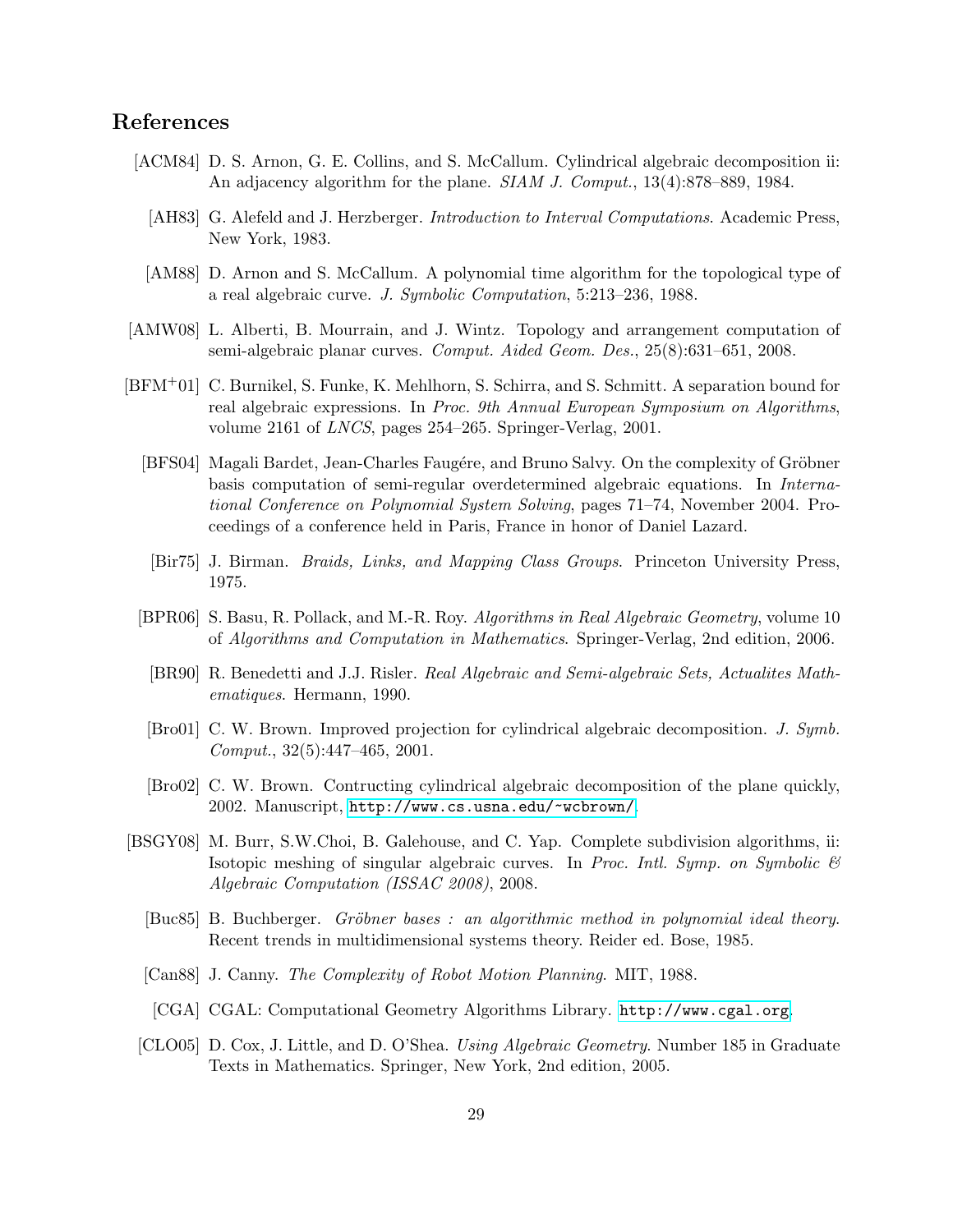## References

[ACM84] D. S. Arnon, G. E. Collins, and S. McCallum. Cylindrical algebraic decomposition ii: An adjacency algorithm for the plane. *SIAM J. Comput.*, 13(4):878–889, 1984.

[AH83] G. Alefeld and J. Herzberger. *Introduction to Interval Computations*. Academic Press, New York, 1983.

[AM88] D. Arnon and S. McCallum. A polynomial time algorithm for the topological type of a real algebraic curve. *J. Symbolic Computation*, 5:213–236, 1988.

[AMW08] L. Alberti, B. Mourrain, and J. Wintz. Topology and arrangement computation of semi-algebraic planar curves. *Comput. Aided Geom. Des.*, 25(8):631–651, 2008.

[BFM+01] C. Burnikel, S. Funke, K. Mehlhorn, S. Schirra, and S. Schmitt. A separation bound for real algebraic expressions. In *Proc. 9th Annual European Symposium on Algorithms*, volume 2161 of *LNCS*, pages 254–265. Springer-Verlag, 2001.

[BFS04] Magali Bardet, Jean-Charles Faugére, and Bruno Salvy. On the complexity of Gröbner basis computation of semi-regular overdetermined algebraic equations. In *International Conference on Polynomial System Solving*, pages 71–74, November 2004. Proceedings of a conference held in Paris, France in honor of Daniel Lazard.

[Bir75] J. Birman. *Braids, Links, and Mapping Class Groups*. Princeton University Press, 1975.

[BPR06] S. Basu, R. Pollack, and M.-R. Roy. *Algorithms in Real Algebraic Geometry*, volume 10 of *Algorithms and Computation in Mathematics*. Springer-Verlag, 2nd edition, 2006.

[BR90] R. Benedetti and J.J. Risler. *Real Algebraic and Semi-algebraic Sets, Actualites Mathematiques*. Hermann, 1990.

[Bro01] C. W. Brown. Improved projection for cylindrical algebraic decomposition. *J. Symb. Comput.*, 32(5):447–465, 2001.

[Bro02] C. W. Brown. Contructing cylindrical algebraic decomposition of the plane quickly, 2002. Manuscript, http://www.cs.usna.edu/~wcbrown/.

[BSGY08] M. Burr, S.W.Choi, B. Galehouse, and C. Yap. Complete subdivision algorithms, ii: Isotopic meshing of singular algebraic curves. In *Proc. Intl. Symp. on Symbolic & Algebraic Computation (ISSAC 2008)*, 2008.

[Buc85] B. Buchberger. *Gröbner bases : an algorithmic method in polynomial ideal theory*. Recent trends in multidimensional systems theory. Reider ed. Bose, 1985.

[Can88] J. Canny. *The Complexity of Robot Motion Planning*. MIT, 1988.

[CGA] CGAL: Computational Geometry Algorithms Library. http://www.cgal.org.

[CLO05] D. Cox, J. Little, and D. O'Shea. *Using Algebraic Geometry*. Number 185 in Graduate Texts in Mathematics. Springer, New York, 2nd edition, 2005.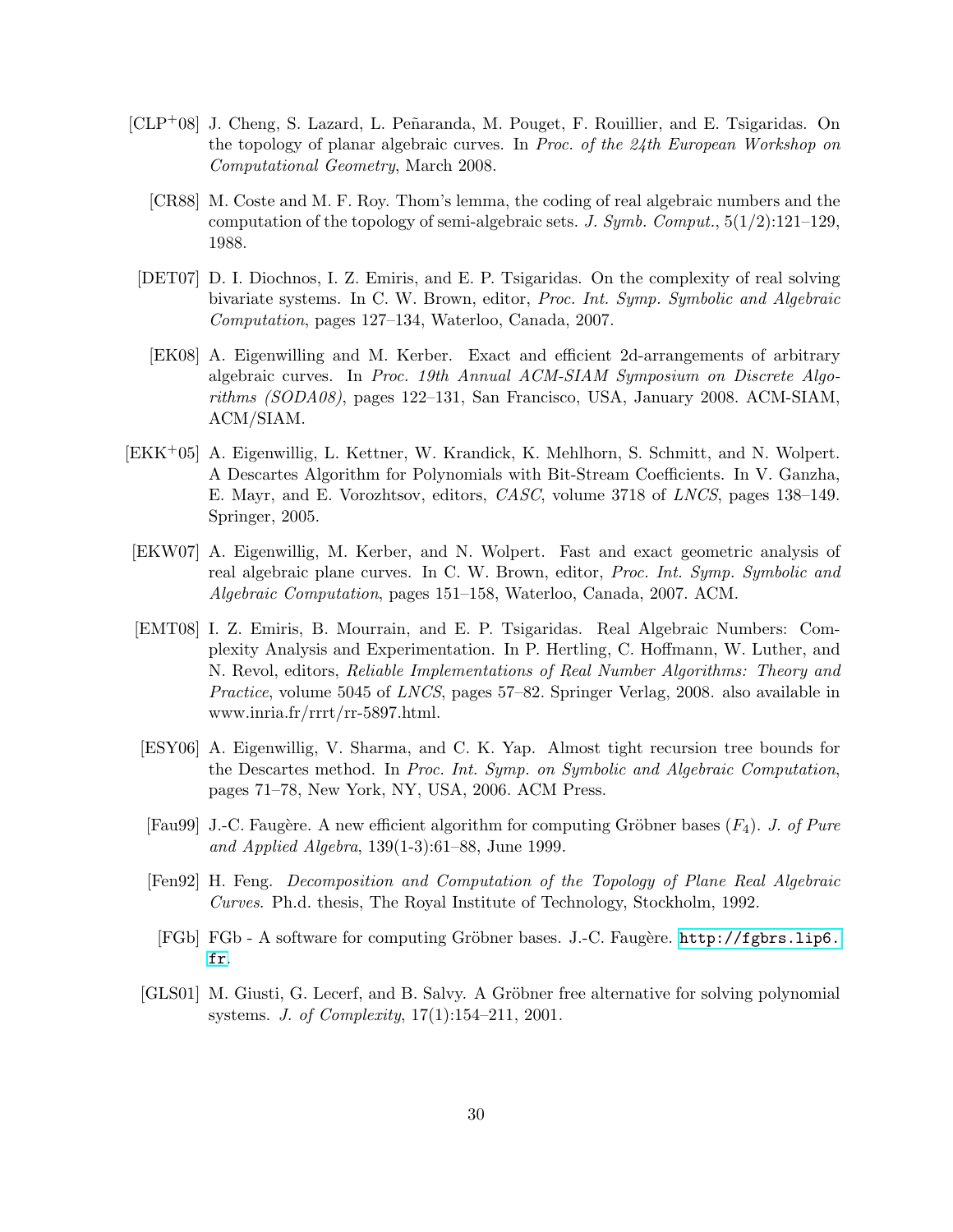[CLP+08] J. Cheng, S. Lazard, L. Peñaranda, M. Pouget, F. Rouillier, and E. Tsigaridas. On the topology of planar algebraic curves. In *Proc. of the 24th European Workshop on Computational Geometry*, March 2008.

[CR88] M. Coste and M. F. Roy. Thom's lemma, the coding of real algebraic numbers and the computation of the topology of semi-algebraic sets. *J. Symb. Comput.*, 5(1/2):121–129, 1988.

[DET07] D. I. Diochnos, I. Z. Emiris, and E. P. Tsigaridas. On the complexity of real solving bivariate systems. In C. W. Brown, editor, *Proc. Int. Symp. Symbolic and Algebraic Computation*, pages 127–134, Waterloo, Canada, 2007.

[EK08] A. Eigenwilling and M. Kerber. Exact and efficient 2d-arrangements of arbitrary algebraic curves. In *Proc. 19th Annual ACM-SIAM Symposium on Discrete Algorithms (SODA08)*, pages 122–131, San Francisco, USA, January 2008. ACM-SIAM, ACM/SIAM.

[EKK+05] A. Eigenwillig, L. Kettner, W. Krandick, K. Mehlhorn, S. Schmitt, and N. Wolpert. A Descartes Algorithm for Polynomials with Bit-Stream Coefficients. In V. Ganzha, E. Mayr, and E. Vorozhtsov, editors, *CASC*, volume 3718 of *LNCS*, pages 138–149. Springer, 2005.

[EKW07] A. Eigenwillig, M. Kerber, and N. Wolpert. Fast and exact geometric analysis of real algebraic plane curves. In C. W. Brown, editor, *Proc. Int. Symp. Symbolic and Algebraic Computation*, pages 151–158, Waterloo, Canada, 2007. ACM.

[EMT08] I. Z. Emiris, B. Mourrain, and E. P. Tsigaridas. Real Algebraic Numbers: Complexity Analysis and Experimentation. In P. Hertling, C. Hoffmann, W. Luther, and N. Revol, editors, *Reliable Implementations of Real Number Algorithms: Theory and Practice*, volume 5045 of *LNCS*, pages 57–82. Springer Verlag, 2008. also available in www.inria.fr/rrrt/rr-5897.html.

[ESY06] A. Eigenwillig, V. Sharma, and C. K. Yap. Almost tight recursion tree bounds for the Descartes method. In *Proc. Int. Symp. on Symbolic and Algebraic Computation*, pages 71–78, New York, NY, USA, 2006. ACM Press.

[Fau99] J.-C. Faugère. A new efficient algorithm for computing Gröbner bases ($F_4$). *J. of Pure and Applied Algebra*, 139(1-3):61–88, June 1999.

[Fen92] H. Feng. *Decomposition and Computation of the Topology of Plane Real Algebraic Curves*. Ph.d. thesis, The Royal Institute of Technology, Stockholm, 1992.

[FGb] FGb - A software for computing Gröbner bases. J.-C. Faugère. http://fgbrs.lip6.fr.

[GLS01] M. Giusti, G. Lecerf, and B. Salvy. A Gröbner free alternative for solving polynomial systems. *J. of Complexity*, 17(1):154–211, 2001.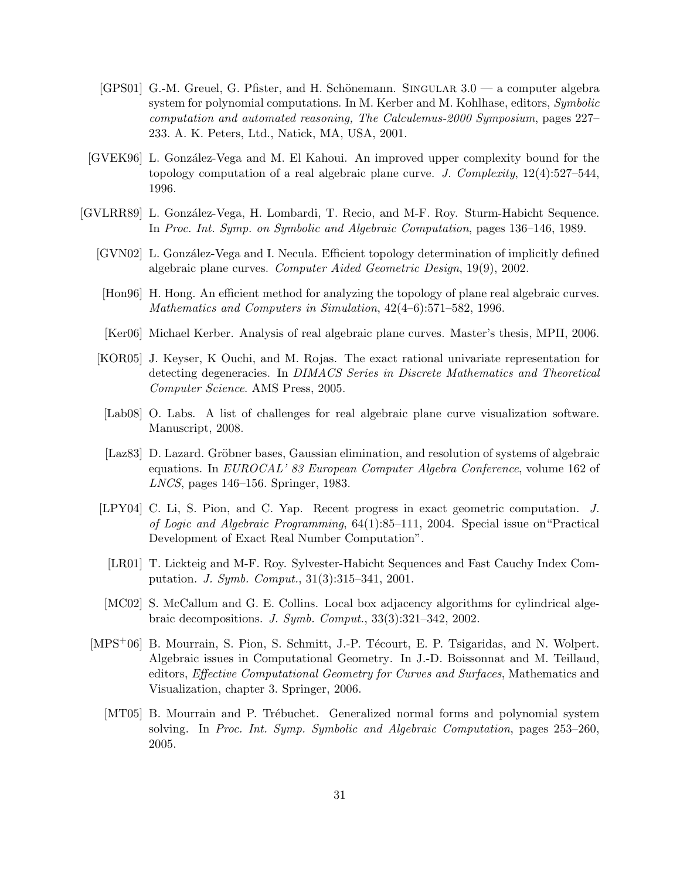[GPS01] G.-M. Greuel, G. Pfister, and H. Schönemann. SINGULAR 3.0 — a computer algebra system for polynomial computations. In M. Kerber and M. Kohlhase, editors, *Symbolic computation and automated reasoning, The Calculemus-2000 Symposium*, pages 227–233. A. K. Peters, Ltd., Natick, MA, USA, 2001.

[GVEK96] L. González-Vega and M. El Kahoui. An improved upper complexity bound for the topology computation of a real algebraic plane curve. *J. Complexity*, 12(4):527–544, 1996.

[GVLRR89] L. González-Vega, H. Lombardi, T. Recio, and M-F. Roy. Sturm-Habicht Sequence. In *Proc. Int. Symp. on Symbolic and Algebraic Computation*, pages 136–146, 1989.

[GVN02] L. González-Vega and I. Necula. Efficient topology determination of implicitly defined algebraic plane curves. *Computer Aided Geometric Design*, 19(9), 2002.

[Hon96] H. Hong. An efficient method for analyzing the topology of plane real algebraic curves. *Mathematics and Computers in Simulation*, 42(4–6):571–582, 1996.

[Ker06] Michael Kerber. Analysis of real algebraic plane curves. Master's thesis, MPII, 2006.

[KOR05] J. Keyser, K Ouchi, and M. Rojas. The exact rational univariate representation for detecting degeneracies. In *DIMACS Series in Discrete Mathematics and Theoretical Computer Science*. AMS Press, 2005.

[Lab08] O. Labs. A list of challenges for real algebraic plane curve visualization software. Manuscript, 2008.

[Laz83] D. Lazard. Gröbner bases, Gaussian elimination, and resolution of systems of algebraic equations. In *EUROCAL' 83 European Computer Algebra Conference*, volume 162 of *LNCS*, pages 146–156. Springer, 1983.

[LPY04] C. Li, S. Pion, and C. Yap. Recent progress in exact geometric computation. *J. of Logic and Algebraic Programming*, 64(1):85–111, 2004. Special issue on"Practical Development of Exact Real Number Computation".

[LR01] T. Lickteig and M-F. Roy. Sylvester-Habicht Sequences and Fast Cauchy Index Computation. *J. Symb. Comput.*, 31(3):315–341, 2001.

[MC02] S. McCallum and G. E. Collins. Local box adjacency algorithms for cylindrical algebraic decompositions. *J. Symb. Comput.*, 33(3):321–342, 2002.

[MPS+06] B. Mourrain, S. Pion, S. Schmitt, J.-P. Técourt, E. P. Tsigaridas, and N. Wolpert. Algebraic issues in Computational Geometry. In J.-D. Boissonnat and M. Teillaud, editors, *Effective Computational Geometry for Curves and Surfaces*, Mathematics and Visualization, chapter 3. Springer, 2006.

[MT05] B. Mourrain and P. Trébuchet. Generalized normal forms and polynomial system solving. In *Proc. Int. Symp. Symbolic and Algebraic Computation*, pages 253–260, 2005.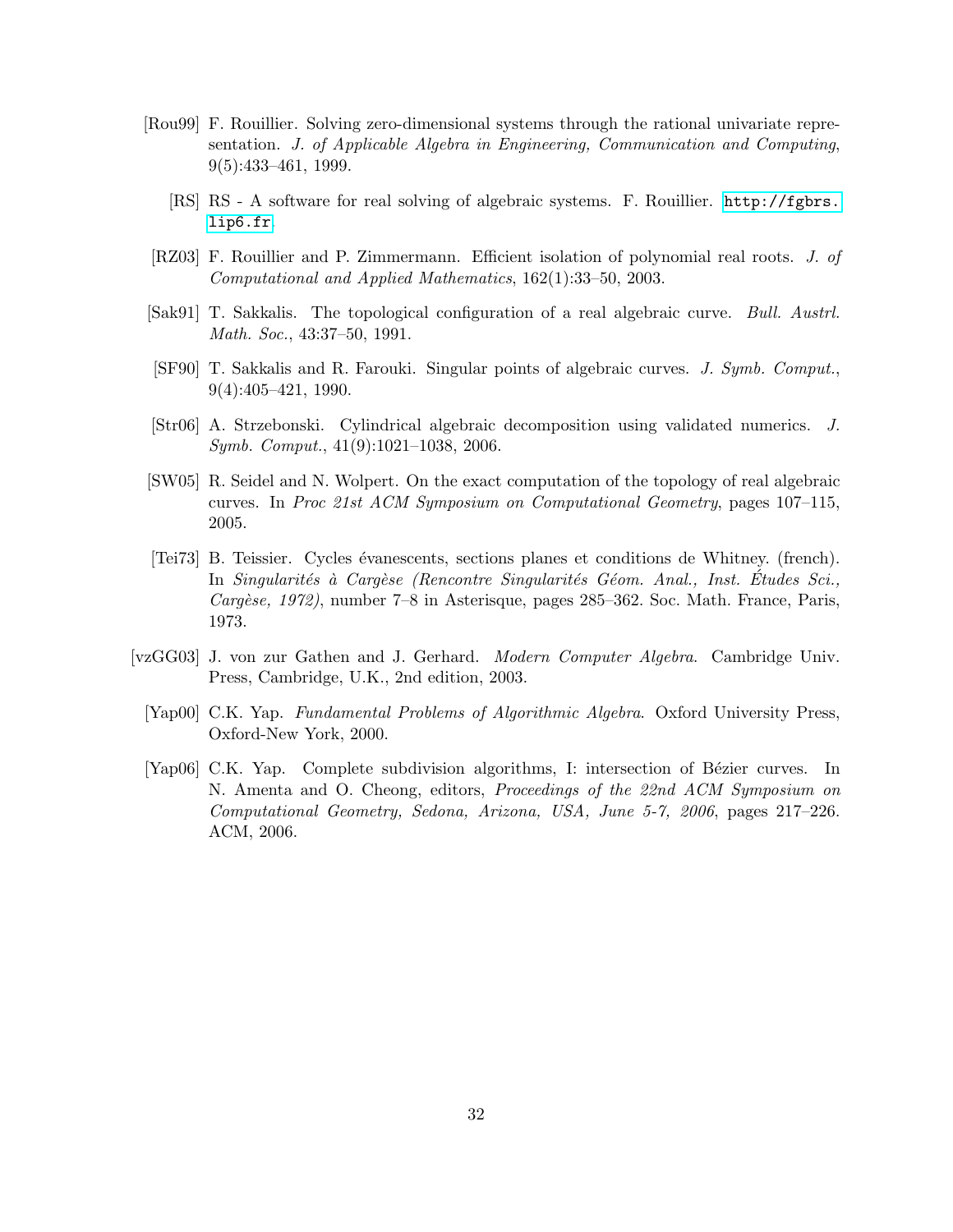[Rou99] F. Rouillier. Solving zero-dimensional systems through the rational univariate representation. *J. of Applicable Algebra in Engineering, Communication and Computing*, 9(5):433–461, 1999.

[RS] RS - A software for real solving of algebraic systems. F. Rouillier. http://fgbrs.lip6.fr.

[RZ03] F. Rouillier and P. Zimmermann. Efficient isolation of polynomial real roots. *J. of Computational and Applied Mathematics*, 162(1):33–50, 2003.

[Sak91] T. Sakkalis. The topological configuration of a real algebraic curve. *Bull. Austrl. Math. Soc.*, 43:37–50, 1991.

[SF90] T. Sakkalis and R. Farouki. Singular points of algebraic curves. *J. Symb. Comput.*, 9(4):405–421, 1990.

[Str06] A. Strzebonski. Cylindrical algebraic decomposition using validated numerics. *J. Symb. Comput.*, 41(9):1021–1038, 2006.

[SW05] R. Seidel and N. Wolpert. On the exact computation of the topology of real algebraic curves. In *Proc 21st ACM Symposium on Computational Geometry*, pages 107–115, 2005.

[Tei73] B. Teissier. Cycles évanescents, sections planes et conditions de Whitney. (french). In *Singularités à Cargèse (Rencontre Singularités Géom. Anal., Inst. Études Sci., Cargèse, 1972)*, number 7–8 in Asterisque, pages 285–362. Soc. Math. France, Paris, 1973.

[vzGG03] J. von zur Gathen and J. Gerhard. *Modern Computer Algebra*. Cambridge Univ. Press, Cambridge, U.K., 2nd edition, 2003.

[Yap00] C.K. Yap. *Fundamental Problems of Algorithmic Algebra*. Oxford University Press, Oxford-New York, 2000.

[Yap06] C.K. Yap. Complete subdivision algorithms, I: intersection of Bézier curves. In N. Amenta and O. Cheong, editors, *Proceedings of the 22nd ACM Symposium on Computational Geometry, Sedona, Arizona, USA, June 5-7, 2006*, pages 217–226. ACM, 2006.